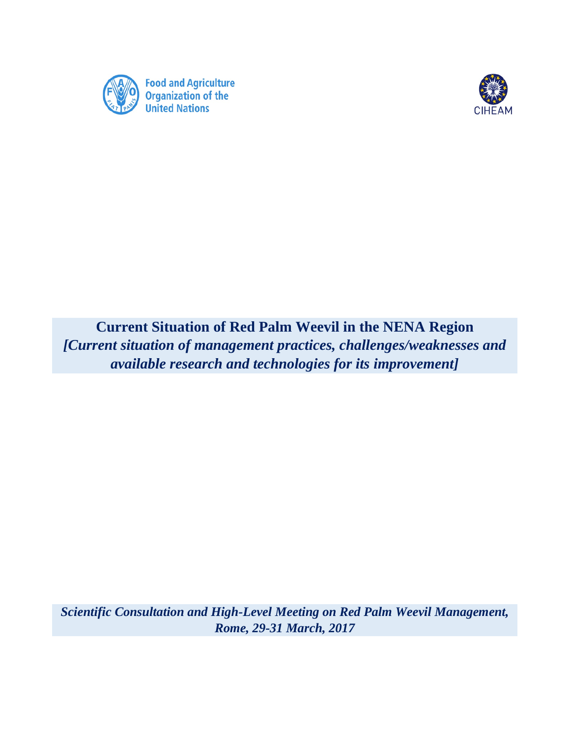Food and Agriculture Organization of the United Nations

CIHEAM

# Current Situation of Red Palm Weevil in the NENA Region

***[Current situation of management practices, challenges/weaknesses and available research and technologies for its improvement]***

***Scientific Consultation and High-Level Meeting on Red Palm Weevil Management, Rome, 29-31 March, 2017***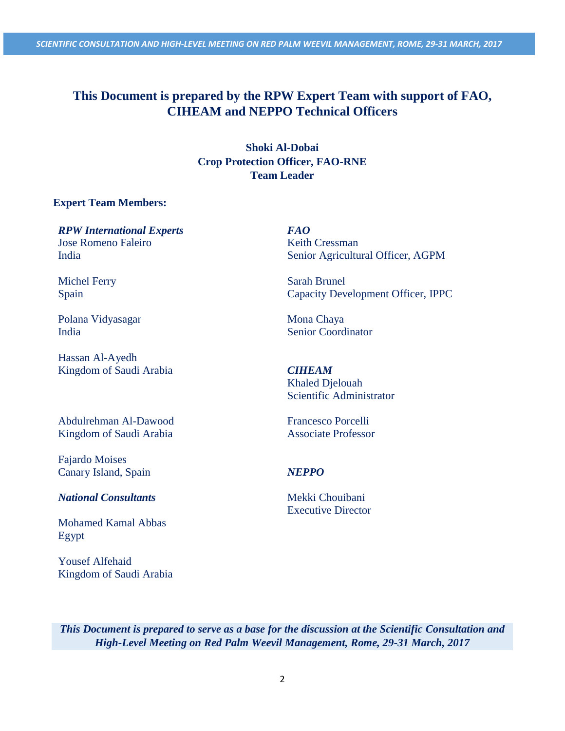## This Document is prepared by the RPW Expert Team with support of FAO, CIHEAM and NEPPO Technical Officers

**Shoki Al-Dobai**
**Crop Protection Officer, FAO-RNE**
**Team Leader**

**Expert Team Members:**

***RPW International Experts***

Jose Romeno Faleiro
India

Michel Ferry
Spain

Polana Vidyasagar
India

Hassan Al-Ayedh
Kingdom of Saudi Arabia

Abdulrehman Al-Dawood
Kingdom of Saudi Arabia

Fajardo Moises
Canary Island, Spain

***National Consultants***

Mohamed Kamal Abbas
Egypt

Yousef Alfehaid
Kingdom of Saudi Arabia

***FAO***

Keith Cressman
Senior Agricultural Officer, AGPM

Sarah Brunel
Capacity Development Officer, IPPC

Mona Chaya
Senior Coordinator

***CIHEAM***

Khaled Djelouah
Scientific Administrator

Francesco Porcelli
Associate Professor

***NEPPO***

Mekki Chouibani
Executive Director

***This Document is prepared to serve as a base for the discussion at the Scientific Consultation and High-Level Meeting on Red Palm Weevil Management, Rome, 29-31 March, 2017***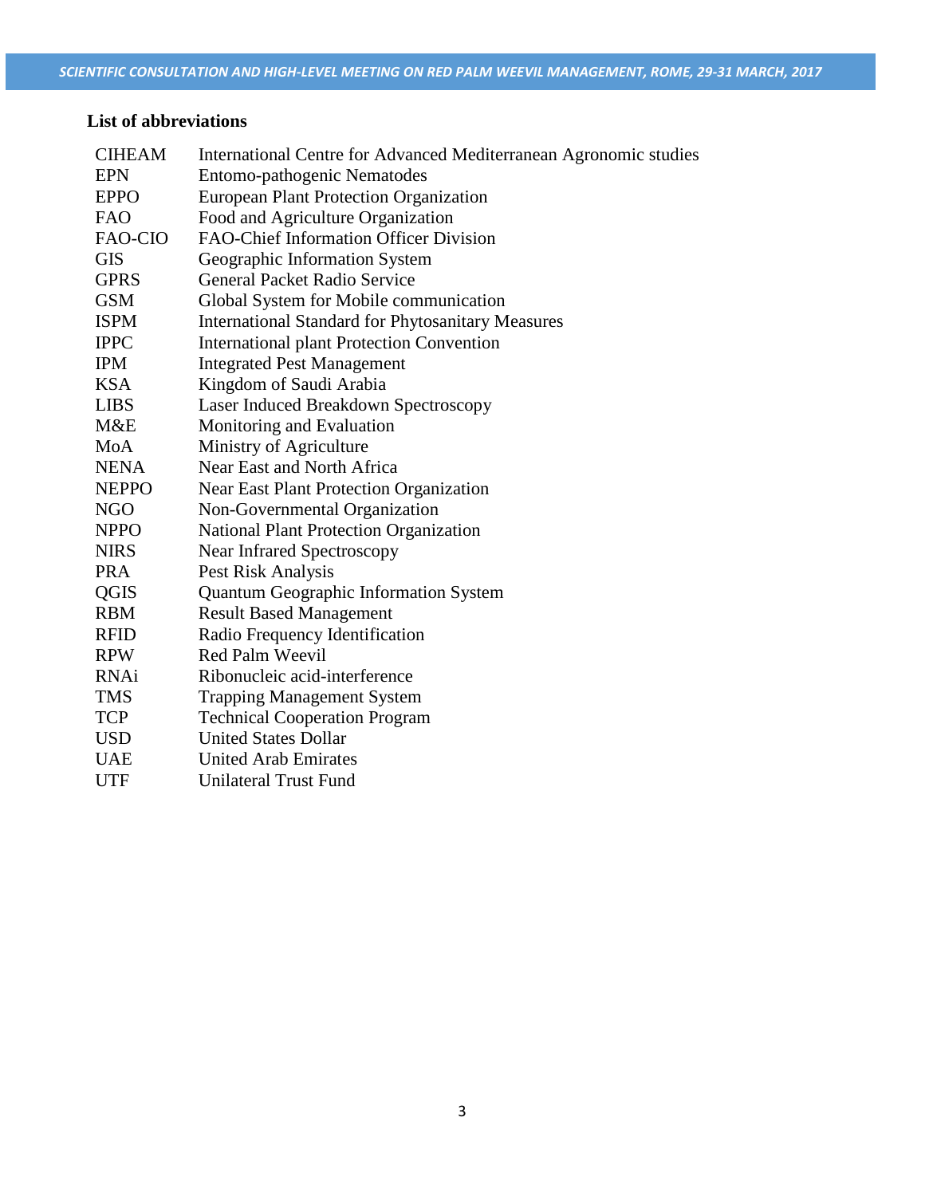### List of abbreviations

| | |
|---|---|
| CIHEAM | International Centre for Advanced Mediterranean Agronomic studies |
| EPN | Entomo-pathogenic Nematodes |
| EPPO | European Plant Protection Organization |
| FAO | Food and Agriculture Organization |
| FAO-CIO | FAO-Chief Information Officer Division |
| GIS | Geographic Information System |
| GPRS | General Packet Radio Service |
| GSM | Global System for Mobile communication |
| ISPM | International Standard for Phytosanitary Measures |
| IPPC | International plant Protection Convention |
| IPM | Integrated Pest Management |
| KSA | Kingdom of Saudi Arabia |
| LIBS | Laser Induced Breakdown Spectroscopy |
| M&E | Monitoring and Evaluation |
| MoA | Ministry of Agriculture |
| NENA | Near East and North Africa |
| NEPPO | Near East Plant Protection Organization |
| NGO | Non-Governmental Organization |
| NPPO | National Plant Protection Organization |
| NIRS | Near Infrared Spectroscopy |
| PRA | Pest Risk Analysis |
| QGIS | Quantum Geographic Information System |
| RBM | Result Based Management |
| RFID | Radio Frequency Identification |
| RPW | Red Palm Weevil |
| RNAi | Ribonucleic acid-interference |
| TMS | Trapping Management System |
| TCP | Technical Cooperation Program |
| USD | United States Dollar |
| UAE | United Arab Emirates |
| UTF | Unilateral Trust Fund |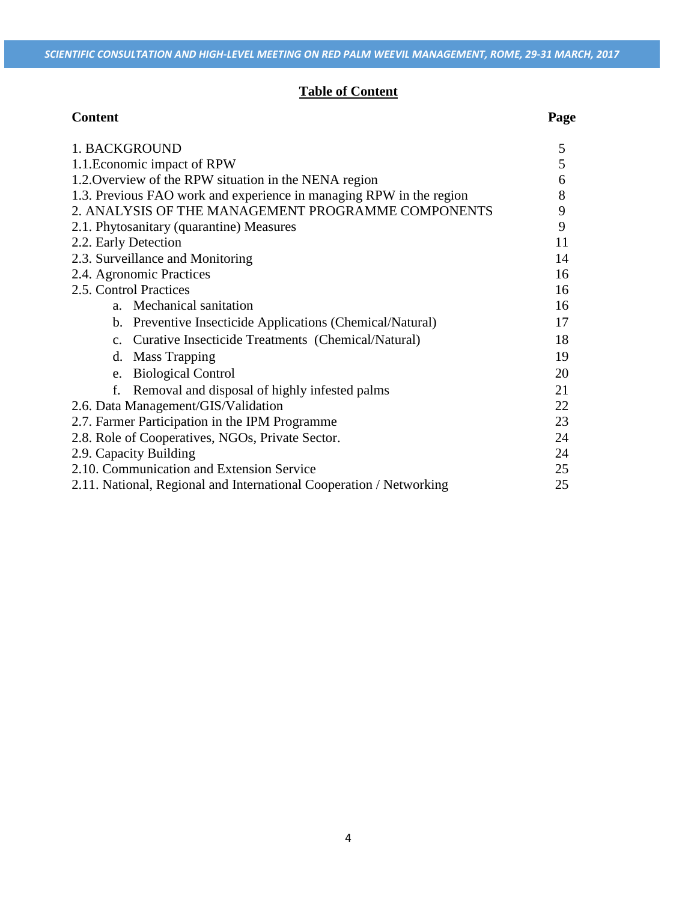## Table of Content

| Content | Page |
|---|---|
| 1. BACKGROUND | 5 |
| 1.1.Economic impact of RPW | 5 |
| 1.2.Overview of the RPW situation in the NENA region | 6 |
| 1.3. Previous FAO work and experience in managing RPW in the region | 8 |
| 2. ANALYSIS OF THE MANAGEMENT PROGRAMME COMPONENTS | 9 |
| 2.1. Phytosanitary (quarantine) Measures | 9 |
| 2.2. Early Detection | 11 |
| 2.3. Surveillance and Monitoring | 14 |
| 2.4. Agronomic Practices | 16 |
| 2.5. Control Practices | 16 |
| a. Mechanical sanitation | 16 |
| b. Preventive Insecticide Applications (Chemical/Natural) | 17 |
| c. Curative Insecticide Treatments (Chemical/Natural) | 18 |
| d. Mass Trapping | 19 |
| e. Biological Control | 20 |
| f. Removal and disposal of highly infested palms | 21 |
| 2.6. Data Management/GIS/Validation | 22 |
| 2.7. Farmer Participation in the IPM Programme | 23 |
| 2.8. Role of Cooperatives, NGOs, Private Sector. | 24 |
| 2.9. Capacity Building | 24 |
| 2.10. Communication and Extension Service | 25 |
| 2.11. National, Regional and International Cooperation / Networking | 25 |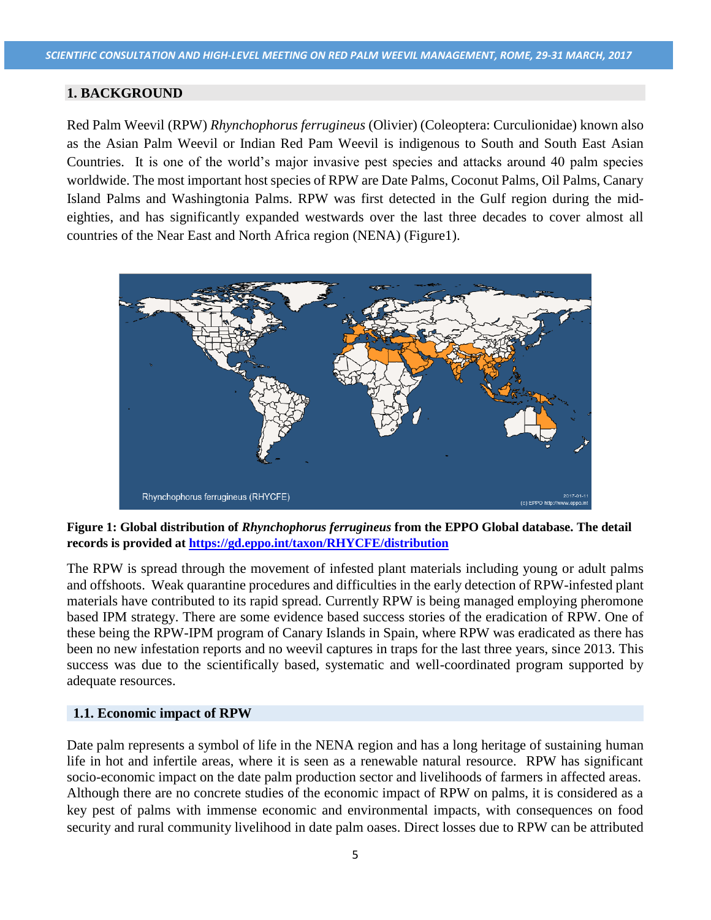## 1. BACKGROUND

Red Palm Weevil (RPW) *Rhynchophorus ferrugineus* (Olivier) (Coleoptera: Curculionidae) known also as the Asian Palm Weevil or Indian Red Pam Weevil is indigenous to South and South East Asian Countries. It is one of the world's major invasive pest species and attacks around 40 palm species worldwide. The most important host species of RPW are Date Palms, Coconut Palms, Oil Palms, Canary Island Palms and Washingtonia Palms. RPW was first detected in the Gulf region during the mid-eighties, and has significantly expanded westwards over the last three decades to cover almost all countries of the Near East and North Africa region (NENA) (Figure1).

**Figure 1: Global distribution of *Rhynchophorus ferrugineus* from the EPPO Global database. The detail records is provided at https://gd.eppo.int/taxon/RHYCFE/distribution**

The RPW is spread through the movement of infested plant materials including young or adult palms and offshoots. Weak quarantine procedures and difficulties in the early detection of RPW-infested plant materials have contributed to its rapid spread. Currently RPW is being managed employing pheromone based IPM strategy. There are some evidence based success stories of the eradication of RPW. One of these being the RPW-IPM program of Canary Islands in Spain, where RPW was eradicated as there has been no new infestation reports and no weevil captures in traps for the last three years, since 2013. This success was due to the scientifically based, systematic and well-coordinated program supported by adequate resources.

### 1.1. Economic impact of RPW

Date palm represents a symbol of life in the NENA region and has a long heritage of sustaining human life in hot and infertile areas, where it is seen as a renewable natural resource. RPW has significant socio-economic impact on the date palm production sector and livelihoods of farmers in affected areas. Although there are no concrete studies of the economic impact of RPW on palms, it is considered as a key pest of palms with immense economic and environmental impacts, with consequences on food security and rural community livelihood in date palm oases. Direct losses due to RPW can be attributed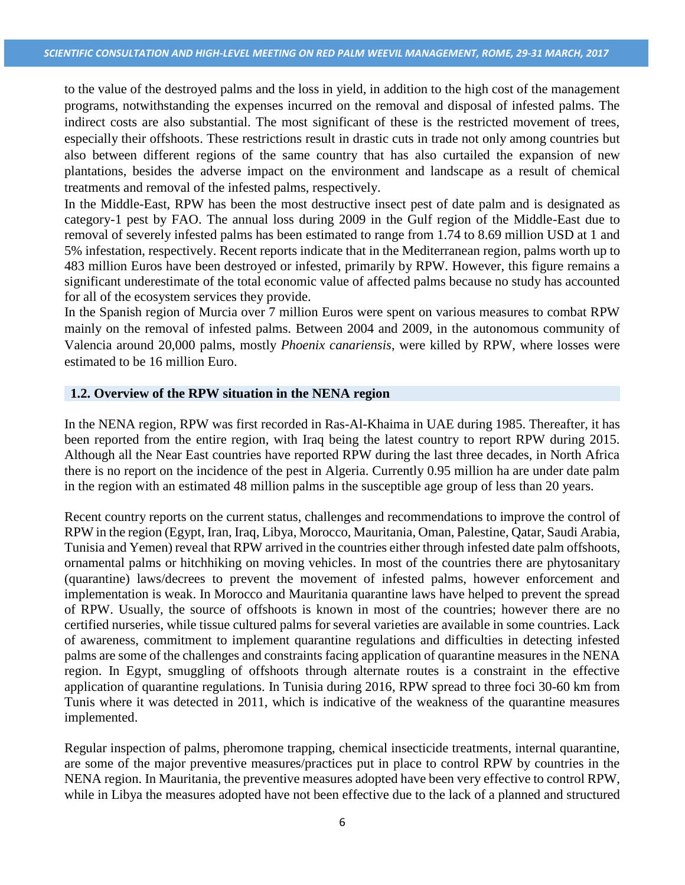to the value of the destroyed palms and the loss in yield, in addition to the high cost of the management programs, notwithstanding the expenses incurred on the removal and disposal of infested palms. The indirect costs are also substantial. The most significant of these is the restricted movement of trees, especially their offshoots. These restrictions result in drastic cuts in trade not only among countries but also between different regions of the same country that has also curtailed the expansion of new plantations, besides the adverse impact on the environment and landscape as a result of chemical treatments and removal of the infested palms, respectively.

In the Middle-East, RPW has been the most destructive insect pest of date palm and is designated as category-1 pest by FAO. The annual loss during 2009 in the Gulf region of the Middle-East due to removal of severely infested palms has been estimated to range from 1.74 to 8.69 million USD at 1 and 5% infestation, respectively. Recent reports indicate that in the Mediterranean region, palms worth up to 483 million Euros have been destroyed or infested, primarily by RPW. However, this figure remains a significant underestimate of the total economic value of affected palms because no study has accounted for all of the ecosystem services they provide.

In the Spanish region of Murcia over 7 million Euros were spent on various measures to combat RPW mainly on the removal of infested palms. Between 2004 and 2009, in the autonomous community of Valencia around 20,000 palms, mostly *Phoenix canariensis*, were killed by RPW, where losses were estimated to be 16 million Euro.

### 1.2. Overview of the RPW situation in the NENA region

In the NENA region, RPW was first recorded in Ras-Al-Khaima in UAE during 1985. Thereafter, it has been reported from the entire region, with Iraq being the latest country to report RPW during 2015. Although all the Near East countries have reported RPW during the last three decades, in North Africa there is no report on the incidence of the pest in Algeria. Currently 0.95 million ha are under date palm in the region with an estimated 48 million palms in the susceptible age group of less than 20 years.

Recent country reports on the current status, challenges and recommendations to improve the control of RPW in the region (Egypt, Iran, Iraq, Libya, Morocco, Mauritania, Oman, Palestine, Qatar, Saudi Arabia, Tunisia and Yemen) reveal that RPW arrived in the countries either through infested date palm offshoots, ornamental palms or hitchhiking on moving vehicles. In most of the countries there are phytosanitary (quarantine) laws/decrees to prevent the movement of infested palms, however enforcement and implementation is weak. In Morocco and Mauritania quarantine laws have helped to prevent the spread of RPW. Usually, the source of offshoots is known in most of the countries; however there are no certified nurseries, while tissue cultured palms for several varieties are available in some countries. Lack of awareness, commitment to implement quarantine regulations and difficulties in detecting infested palms are some of the challenges and constraints facing application of quarantine measures in the NENA region. In Egypt, smuggling of offshoots through alternate routes is a constraint in the effective application of quarantine regulations. In Tunisia during 2016, RPW spread to three foci 30-60 km from Tunis where it was detected in 2011, which is indicative of the weakness of the quarantine measures implemented.

Regular inspection of palms, pheromone trapping, chemical insecticide treatments, internal quarantine, are some of the major preventive measures/practices put in place to control RPW by countries in the NENA region. In Mauritania, the preventive measures adopted have been very effective to control RPW, while in Libya the measures adopted have not been effective due to the lack of a planned and structured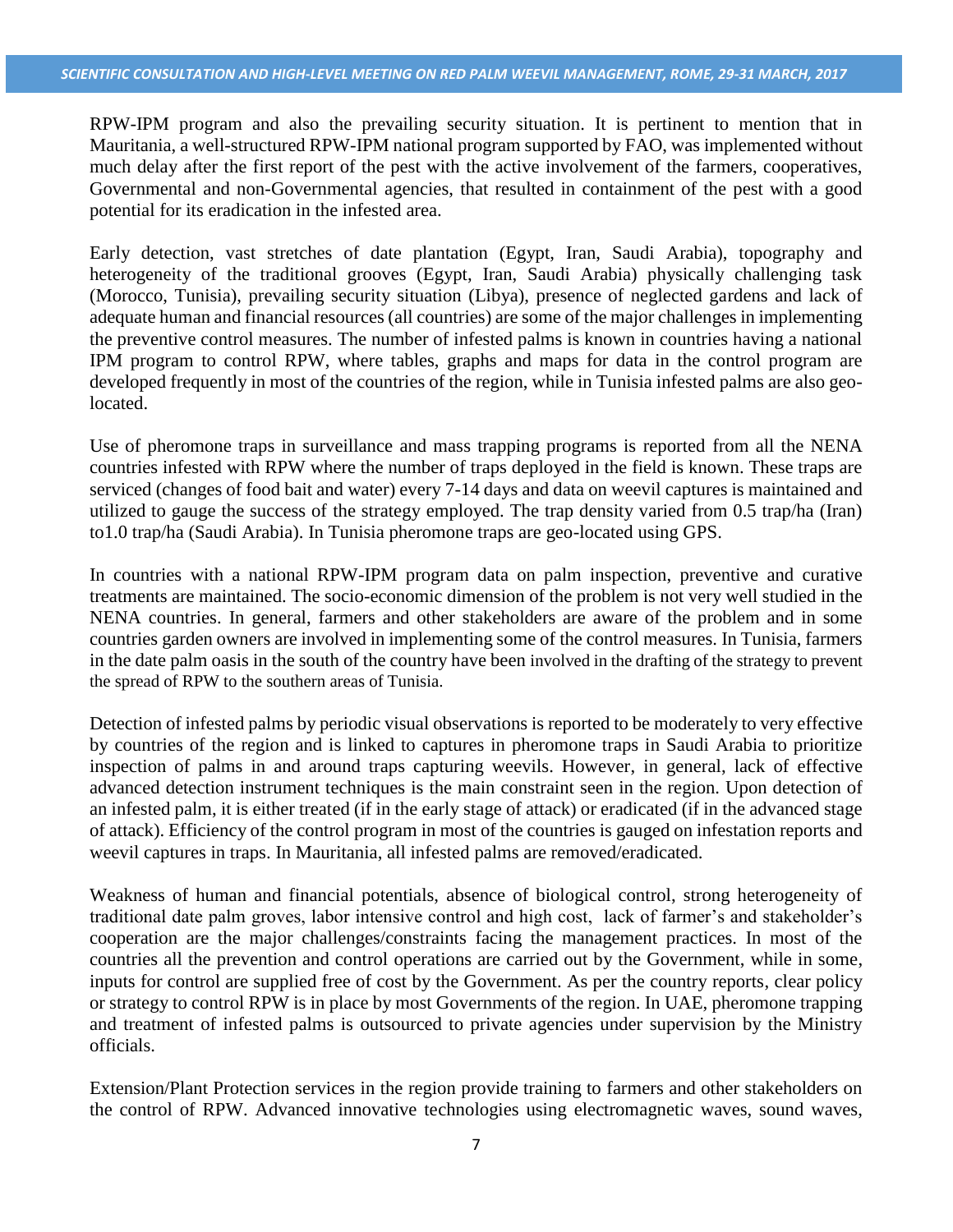RPW-IPM program and also the prevailing security situation. It is pertinent to mention that in Mauritania, a well-structured RPW-IPM national program supported by FAO, was implemented without much delay after the first report of the pest with the active involvement of the farmers, cooperatives, Governmental and non-Governmental agencies, that resulted in containment of the pest with a good potential for its eradication in the infested area.

Early detection, vast stretches of date plantation (Egypt, Iran, Saudi Arabia), topography and heterogeneity of the traditional grooves (Egypt, Iran, Saudi Arabia) physically challenging task (Morocco, Tunisia), prevailing security situation (Libya), presence of neglected gardens and lack of adequate human and financial resources (all countries) are some of the major challenges in implementing the preventive control measures. The number of infested palms is known in countries having a national IPM program to control RPW, where tables, graphs and maps for data in the control program are developed frequently in most of the countries of the region, while in Tunisia infested palms are also geo-located.

Use of pheromone traps in surveillance and mass trapping programs is reported from all the NENA countries infested with RPW where the number of traps deployed in the field is known. These traps are serviced (changes of food bait and water) every 7-14 days and data on weevil captures is maintained and utilized to gauge the success of the strategy employed. The trap density varied from 0.5 trap/ha (Iran) to1.0 trap/ha (Saudi Arabia). In Tunisia pheromone traps are geo-located using GPS.

In countries with a national RPW-IPM program data on palm inspection, preventive and curative treatments are maintained. The socio-economic dimension of the problem is not very well studied in the NENA countries. In general, farmers and other stakeholders are aware of the problem and in some countries garden owners are involved in implementing some of the control measures. In Tunisia, farmers in the date palm oasis in the south of the country have been involved in the drafting of the strategy to prevent the spread of RPW to the southern areas of Tunisia.

Detection of infested palms by periodic visual observations is reported to be moderately to very effective by countries of the region and is linked to captures in pheromone traps in Saudi Arabia to prioritize inspection of palms in and around traps capturing weevils. However, in general, lack of effective advanced detection instrument techniques is the main constraint seen in the region. Upon detection of an infested palm, it is either treated (if in the early stage of attack) or eradicated (if in the advanced stage of attack). Efficiency of the control program in most of the countries is gauged on infestation reports and weevil captures in traps. In Mauritania, all infested palms are removed/eradicated.

Weakness of human and financial potentials, absence of biological control, strong heterogeneity of traditional date palm groves, labor intensive control and high cost, lack of farmer's and stakeholder's cooperation are the major challenges/constraints facing the management practices. In most of the countries all the prevention and control operations are carried out by the Government, while in some, inputs for control are supplied free of cost by the Government. As per the country reports, clear policy or strategy to control RPW is in place by most Governments of the region. In UAE, pheromone trapping and treatment of infested palms is outsourced to private agencies under supervision by the Ministry officials.

Extension/Plant Protection services in the region provide training to farmers and other stakeholders on the control of RPW. Advanced innovative technologies using electromagnetic waves, sound waves,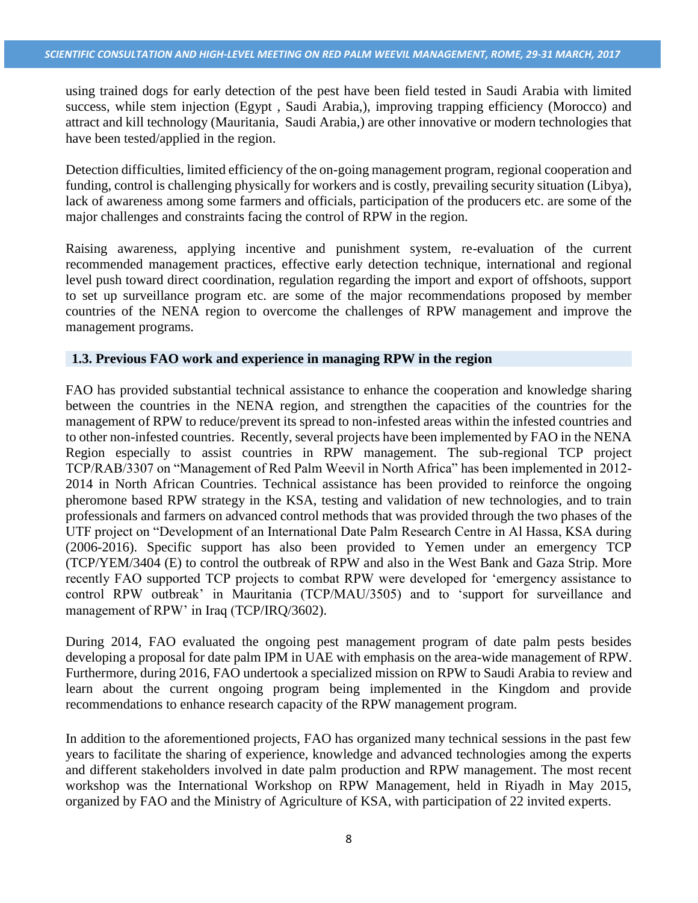using trained dogs for early detection of the pest have been field tested in Saudi Arabia with limited success, while stem injection (Egypt , Saudi Arabia,), improving trapping efficiency (Morocco) and attract and kill technology (Mauritania, Saudi Arabia,) are other innovative or modern technologies that have been tested/applied in the region.

Detection difficulties, limited efficiency of the on-going management program, regional cooperation and funding, control is challenging physically for workers and is costly, prevailing security situation (Libya), lack of awareness among some farmers and officials, participation of the producers etc. are some of the major challenges and constraints facing the control of RPW in the region.

Raising awareness, applying incentive and punishment system, re-evaluation of the current recommended management practices, effective early detection technique, international and regional level push toward direct coordination, regulation regarding the import and export of offshoots, support to set up surveillance program etc. are some of the major recommendations proposed by member countries of the NENA region to overcome the challenges of RPW management and improve the management programs.

### 1.3. Previous FAO work and experience in managing RPW in the region

FAO has provided substantial technical assistance to enhance the cooperation and knowledge sharing between the countries in the NENA region, and strengthen the capacities of the countries for the management of RPW to reduce/prevent its spread to non-infested areas within the infested countries and to other non-infested countries. Recently, several projects have been implemented by FAO in the NENA Region especially to assist countries in RPW management. The sub-regional TCP project TCP/RAB/3307 on "Management of Red Palm Weevil in North Africa" has been implemented in 2012-2014 in North African Countries. Technical assistance has been provided to reinforce the ongoing pheromone based RPW strategy in the KSA, testing and validation of new technologies, and to train professionals and farmers on advanced control methods that was provided through the two phases of the UTF project on "Development of an International Date Palm Research Centre in Al Hassa, KSA during (2006-2016). Specific support has also been provided to Yemen under an emergency TCP (TCP/YEM/3404 (E) to control the outbreak of RPW and also in the West Bank and Gaza Strip. More recently FAO supported TCP projects to combat RPW were developed for 'emergency assistance to control RPW outbreak' in Mauritania (TCP/MAU/3505) and to 'support for surveillance and management of RPW' in Iraq (TCP/IRQ/3602).

During 2014, FAO evaluated the ongoing pest management program of date palm pests besides developing a proposal for date palm IPM in UAE with emphasis on the area-wide management of RPW. Furthermore, during 2016, FAO undertook a specialized mission on RPW to Saudi Arabia to review and learn about the current ongoing program being implemented in the Kingdom and provide recommendations to enhance research capacity of the RPW management program.

In addition to the aforementioned projects, FAO has organized many technical sessions in the past few years to facilitate the sharing of experience, knowledge and advanced technologies among the experts and different stakeholders involved in date palm production and RPW management. The most recent workshop was the International Workshop on RPW Management, held in Riyadh in May 2015, organized by FAO and the Ministry of Agriculture of KSA, with participation of 22 invited experts.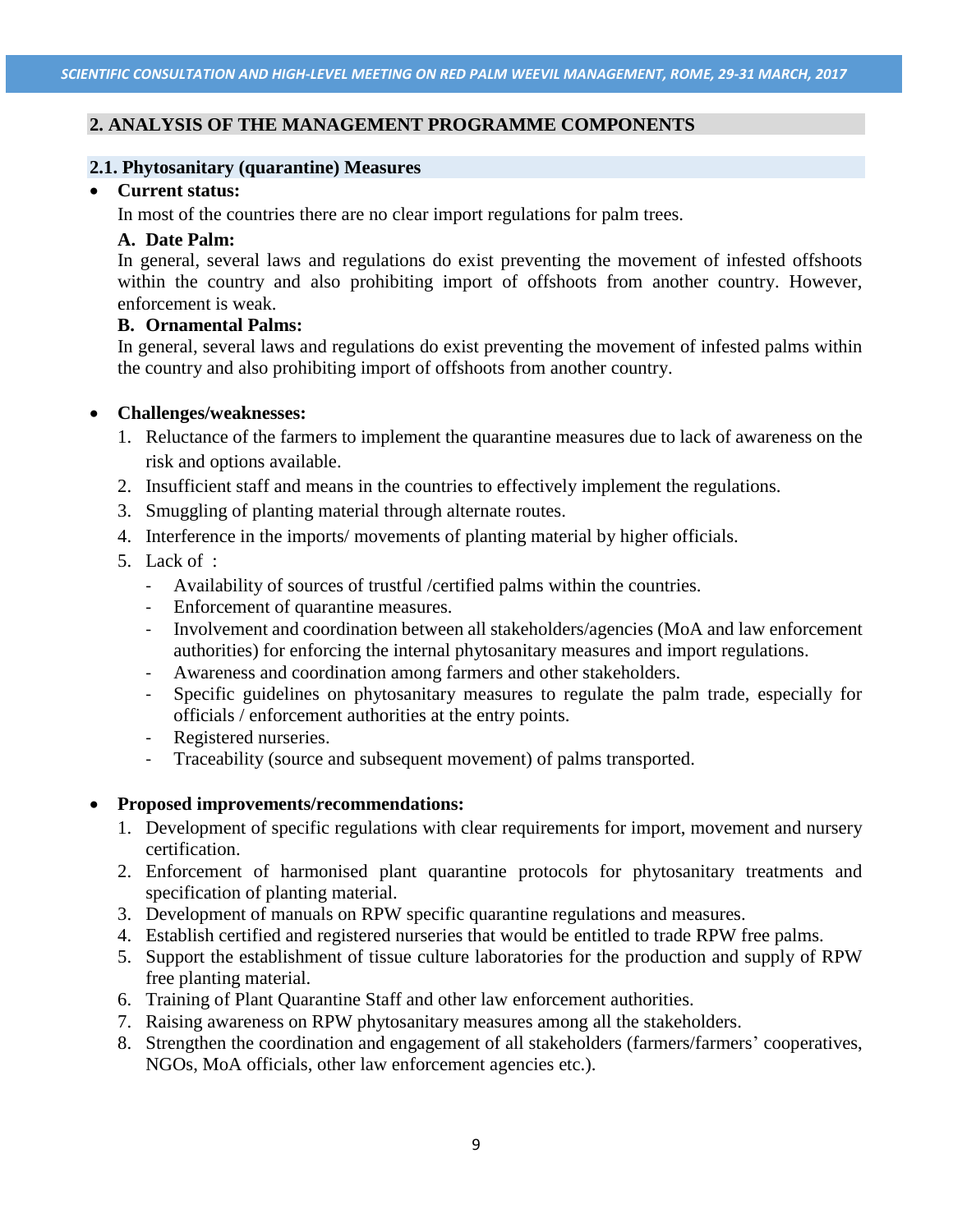## 2. ANALYSIS OF THE MANAGEMENT PROGRAMME COMPONENTS

### 2.1. Phytosanitary (quarantine) Measures

- **Current status:**

  In most of the countries there are no clear import regulations for palm trees.

  **A. Date Palm:**

  In general, several laws and regulations do exist preventing the movement of infested offshoots within the country and also prohibiting import of offshoots from another country. However, enforcement is weak.

  **B. Ornamental Palms:**

  In general, several laws and regulations do exist preventing the movement of infested palms within the country and also prohibiting import of offshoots from another country.

- **Challenges/weaknesses:**
  1. Reluctance of the farmers to implement the quarantine measures due to lack of awareness on the risk and options available.
  2. Insufficient staff and means in the countries to effectively implement the regulations.
  3. Smuggling of planting material through alternate routes.
  4. Interference in the imports/ movements of planting material by higher officials.
  5. Lack of :
     - Availability of sources of trustful /certified palms within the countries.
     - Enforcement of quarantine measures.
     - Involvement and coordination between all stakeholders/agencies (MoA and law enforcement authorities) for enforcing the internal phytosanitary measures and import regulations.
     - Awareness and coordination among farmers and other stakeholders.
     - Specific guidelines on phytosanitary measures to regulate the palm trade, especially for officials / enforcement authorities at the entry points.
     - Registered nurseries.
     - Traceability (source and subsequent movement) of palms transported.

- **Proposed improvements/recommendations:**
  1. Development of specific regulations with clear requirements for import, movement and nursery certification.
  2. Enforcement of harmonised plant quarantine protocols for phytosanitary treatments and specification of planting material.
  3. Development of manuals on RPW specific quarantine regulations and measures.
  4. Establish certified and registered nurseries that would be entitled to trade RPW free palms.
  5. Support the establishment of tissue culture laboratories for the production and supply of RPW free planting material.
  6. Training of Plant Quarantine Staff and other law enforcement authorities.
  7. Raising awareness on RPW phytosanitary measures among all the stakeholders.
  8. Strengthen the coordination and engagement of all stakeholders (farmers/farmers' cooperatives, NGOs, MoA officials, other law enforcement agencies etc.).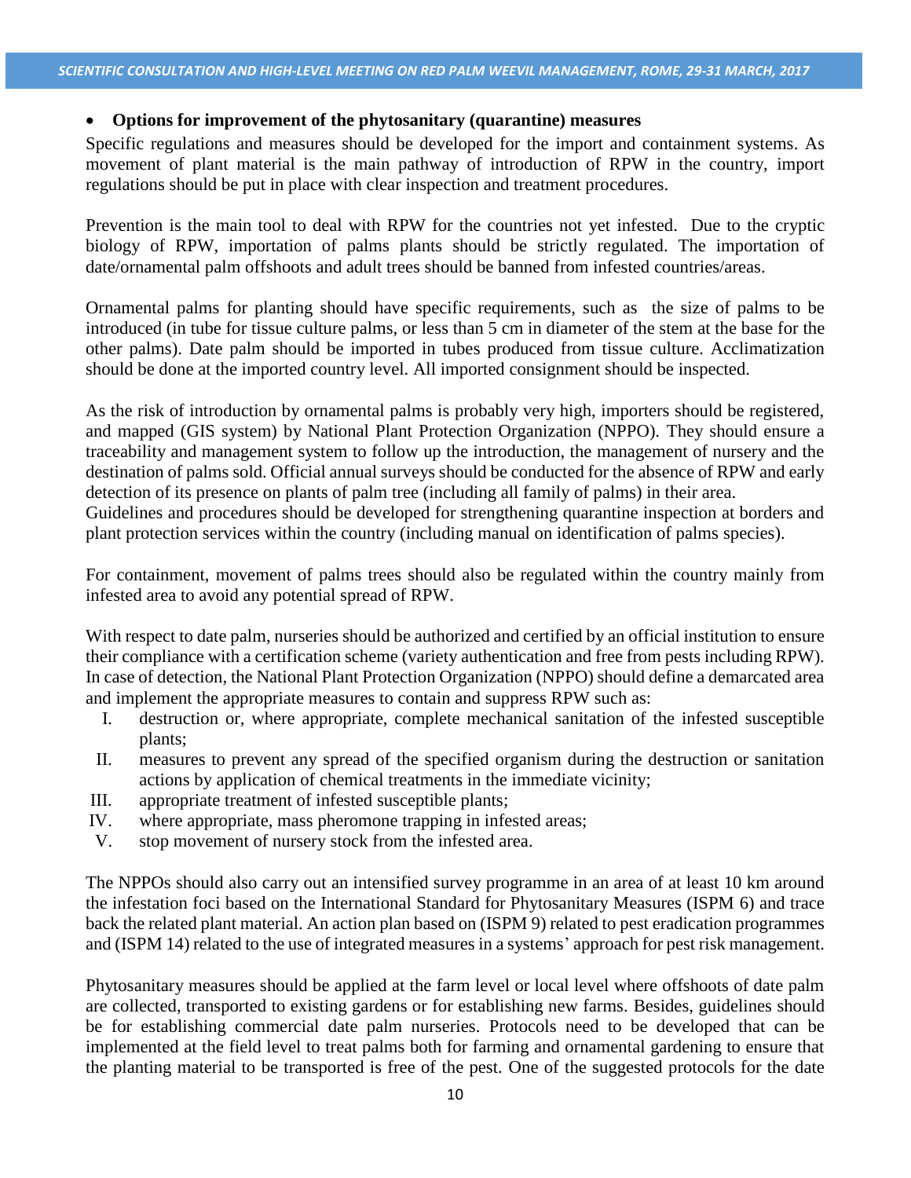- **Options for improvement of the phytosanitary (quarantine) measures**

Specific regulations and measures should be developed for the import and containment systems. As movement of plant material is the main pathway of introduction of RPW in the country, import regulations should be put in place with clear inspection and treatment procedures.

Prevention is the main tool to deal with RPW for the countries not yet infested. Due to the cryptic biology of RPW, importation of palms plants should be strictly regulated. The importation of date/ornamental palm offshoots and adult trees should be banned from infested countries/areas.

Ornamental palms for planting should have specific requirements, such as the size of palms to be introduced (in tube for tissue culture palms, or less than 5 cm in diameter of the stem at the base for the other palms). Date palm should be imported in tubes produced from tissue culture. Acclimatization should be done at the imported country level. All imported consignment should be inspected.

As the risk of introduction by ornamental palms is probably very high, importers should be registered, and mapped (GIS system) by National Plant Protection Organization (NPPO). They should ensure a traceability and management system to follow up the introduction, the management of nursery and the destination of palms sold. Official annual surveys should be conducted for the absence of RPW and early detection of its presence on plants of palm tree (including all family of palms) in their area.
Guidelines and procedures should be developed for strengthening quarantine inspection at borders and plant protection services within the country (including manual on identification of palms species).

For containment, movement of palms trees should also be regulated within the country mainly from infested area to avoid any potential spread of RPW.

With respect to date palm, nurseries should be authorized and certified by an official institution to ensure their compliance with a certification scheme (variety authentication and free from pests including RPW). In case of detection, the National Plant Protection Organization (NPPO) should define a demarcated area and implement the appropriate measures to contain and suppress RPW such as:

I. destruction or, where appropriate, complete mechanical sanitation of the infested susceptible plants;
II. measures to prevent any spread of the specified organism during the destruction or sanitation actions by application of chemical treatments in the immediate vicinity;
III. appropriate treatment of infested susceptible plants;
IV. where appropriate, mass pheromone trapping in infested areas;
V. stop movement of nursery stock from the infested area.

The NPPOs should also carry out an intensified survey programme in an area of at least 10 km around the infestation foci based on the International Standard for Phytosanitary Measures (ISPM 6) and trace back the related plant material. An action plan based on (ISPM 9) related to pest eradication programmes and (ISPM 14) related to the use of integrated measures in a systems' approach for pest risk management.

Phytosanitary measures should be applied at the farm level or local level where offshoots of date palm are collected, transported to existing gardens or for establishing new farms. Besides, guidelines should be for establishing commercial date palm nurseries. Protocols need to be developed that can be implemented at the field level to treat palms both for farming and ornamental gardening to ensure that the planting material to be transported is free of the pest. One of the suggested protocols for the date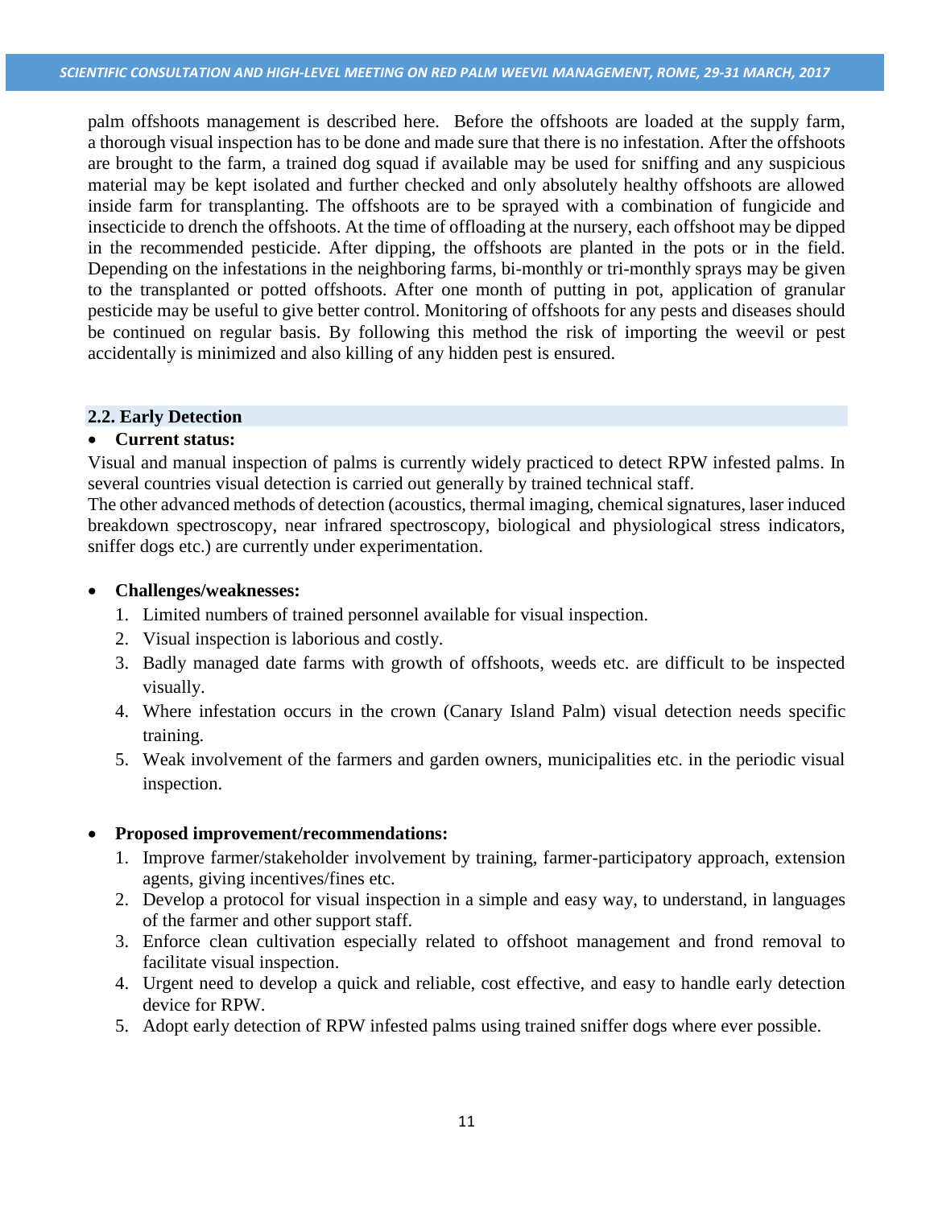palm offshoots management is described here. Before the offshoots are loaded at the supply farm, a thorough visual inspection has to be done and made sure that there is no infestation. After the offshoots are brought to the farm, a trained dog squad if available may be used for sniffing and any suspicious material may be kept isolated and further checked and only absolutely healthy offshoots are allowed inside farm for transplanting. The offshoots are to be sprayed with a combination of fungicide and insecticide to drench the offshoots. At the time of offloading at the nursery, each offshoot may be dipped in the recommended pesticide. After dipping, the offshoots are planted in the pots or in the field. Depending on the infestations in the neighboring farms, bi-monthly or tri-monthly sprays may be given to the transplanted or potted offshoots. After one month of putting in pot, application of granular pesticide may be useful to give better control. Monitoring of offshoots for any pests and diseases should be continued on regular basis. By following this method the risk of importing the weevil or pest accidentally is minimized and also killing of any hidden pest is ensured.

## 2.2. Early Detection

- **Current status:**

Visual and manual inspection of palms is currently widely practiced to detect RPW infested palms. In several countries visual detection is carried out generally by trained technical staff.

The other advanced methods of detection (acoustics, thermal imaging, chemical signatures, laser induced breakdown spectroscopy, near infrared spectroscopy, biological and physiological stress indicators, sniffer dogs etc.) are currently under experimentation.

- **Challenges/weaknesses:**
  1. Limited numbers of trained personnel available for visual inspection.
  2. Visual inspection is laborious and costly.
  3. Badly managed date farms with growth of offshoots, weeds etc. are difficult to be inspected visually.
  4. Where infestation occurs in the crown (Canary Island Palm) visual detection needs specific training.
  5. Weak involvement of the farmers and garden owners, municipalities etc. in the periodic visual inspection.

- **Proposed improvement/recommendations:**
  1. Improve farmer/stakeholder involvement by training, farmer-participatory approach, extension agents, giving incentives/fines etc.
  2. Develop a protocol for visual inspection in a simple and easy way, to understand, in languages of the farmer and other support staff.
  3. Enforce clean cultivation especially related to offshoot management and frond removal to facilitate visual inspection.
  4. Urgent need to develop a quick and reliable, cost effective, and easy to handle early detection device for RPW.
  5. Adopt early detection of RPW infested palms using trained sniffer dogs where ever possible.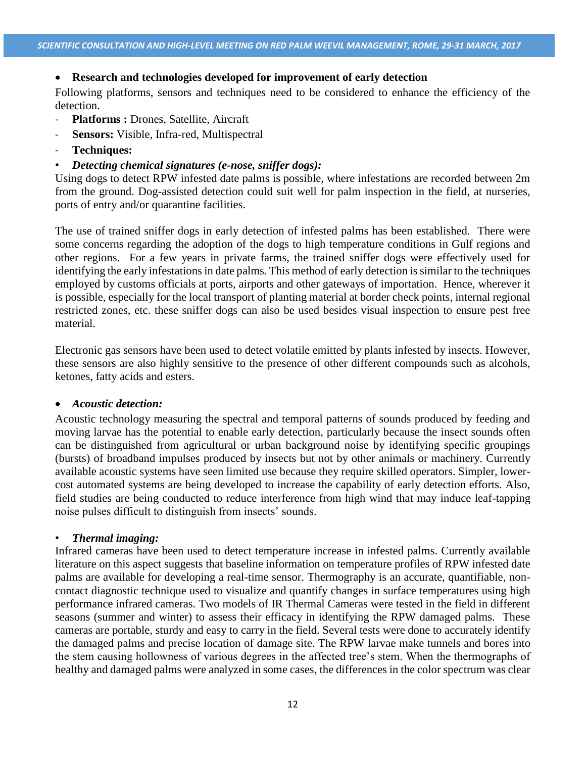- **Research and technologies developed for improvement of early detection**

Following platforms, sensors and techniques need to be considered to enhance the efficiency of the detection.

- **Platforms :** Drones, Satellite, Aircraft
- **Sensors:** Visible, Infra-red, Multispectral
- **Techniques:**

- ***Detecting chemical signatures (e-nose, sniffer dogs):***

Using dogs to detect RPW infested date palms is possible, where infestations are recorded between 2m from the ground. Dog-assisted detection could suit well for palm inspection in the field, at nurseries, ports of entry and/or quarantine facilities.

The use of trained sniffer dogs in early detection of infested palms has been established. There were some concerns regarding the adoption of the dogs to high temperature conditions in Gulf regions and other regions. For a few years in private farms, the trained sniffer dogs were effectively used for identifying the early infestations in date palms. This method of early detection is similar to the techniques employed by customs officials at ports, airports and other gateways of importation. Hence, wherever it is possible, especially for the local transport of planting material at border check points, internal regional restricted zones, etc. these sniffer dogs can also be used besides visual inspection to ensure pest free material.

Electronic gas sensors have been used to detect volatile emitted by plants infested by insects. However, these sensors are also highly sensitive to the presence of other different compounds such as alcohols, ketones, fatty acids and esters.

- ***Acoustic detection:***

Acoustic technology measuring the spectral and temporal patterns of sounds produced by feeding and moving larvae has the potential to enable early detection, particularly because the insect sounds often can be distinguished from agricultural or urban background noise by identifying specific groupings (bursts) of broadband impulses produced by insects but not by other animals or machinery. Currently available acoustic systems have seen limited use because they require skilled operators. Simpler, lower-cost automated systems are being developed to increase the capability of early detection efforts. Also, field studies are being conducted to reduce interference from high wind that may induce leaf-tapping noise pulses difficult to distinguish from insects' sounds.

- ***Thermal imaging:***

Infrared cameras have been used to detect temperature increase in infested palms. Currently available literature on this aspect suggests that baseline information on temperature profiles of RPW infested date palms are available for developing a real-time sensor. Thermography is an accurate, quantifiable, non-contact diagnostic technique used to visualize and quantify changes in surface temperatures using high performance infrared cameras. Two models of IR Thermal Cameras were tested in the field in different seasons (summer and winter) to assess their efficacy in identifying the RPW damaged palms. These cameras are portable, sturdy and easy to carry in the field. Several tests were done to accurately identify the damaged palms and precise location of damage site. The RPW larvae make tunnels and bores into the stem causing hollowness of various degrees in the affected tree's stem. When the thermographs of healthy and damaged palms were analyzed in some cases, the differences in the color spectrum was clear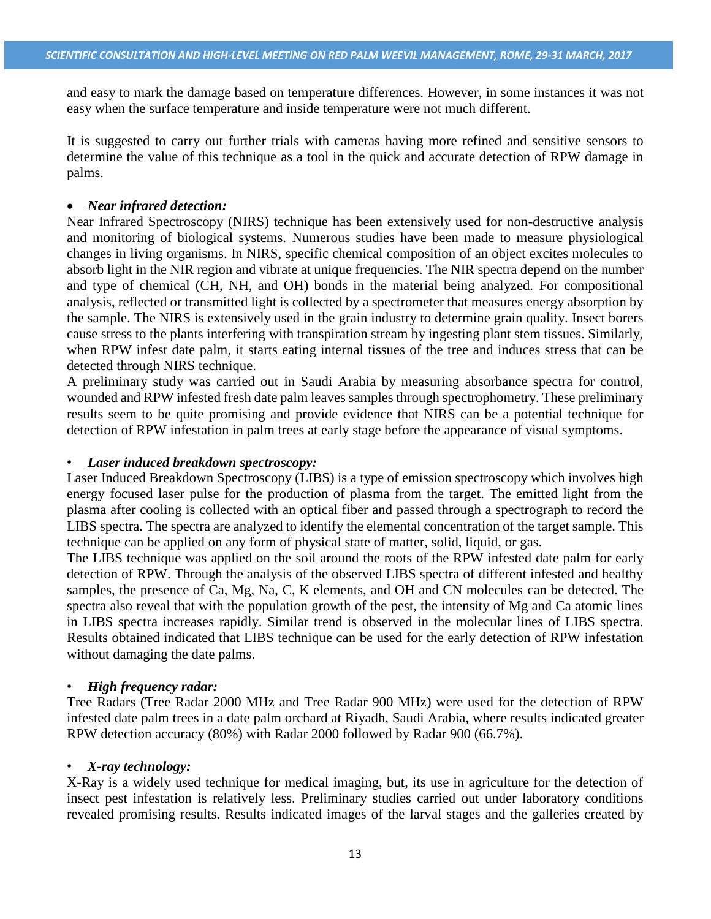and easy to mark the damage based on temperature differences. However, in some instances it was not easy when the surface temperature and inside temperature were not much different.

It is suggested to carry out further trials with cameras having more refined and sensitive sensors to determine the value of this technique as a tool in the quick and accurate detection of RPW damage in palms.

- ***Near infrared detection:***

Near Infrared Spectroscopy (NIRS) technique has been extensively used for non-destructive analysis and monitoring of biological systems. Numerous studies have been made to measure physiological changes in living organisms. In NIRS, specific chemical composition of an object excites molecules to absorb light in the NIR region and vibrate at unique frequencies. The NIR spectra depend on the number and type of chemical (CH, NH, and OH) bonds in the material being analyzed. For compositional analysis, reflected or transmitted light is collected by a spectrometer that measures energy absorption by the sample. The NIRS is extensively used in the grain industry to determine grain quality. Insect borers cause stress to the plants interfering with transpiration stream by ingesting plant stem tissues. Similarly, when RPW infest date palm, it starts eating internal tissues of the tree and induces stress that can be detected through NIRS technique.
A preliminary study was carried out in Saudi Arabia by measuring absorbance spectra for control, wounded and RPW infested fresh date palm leaves samples through spectrophotometry. These preliminary results seem to be quite promising and provide evidence that NIRS can be a potential technique for detection of RPW infestation in palm trees at early stage before the appearance of visual symptoms.

- ***Laser induced breakdown spectroscopy:***

Laser Induced Breakdown Spectroscopy (LIBS) is a type of emission spectroscopy which involves high energy focused laser pulse for the production of plasma from the target. The emitted light from the plasma after cooling is collected with an optical fiber and passed through a spectrograph to record the LIBS spectra. The spectra are analyzed to identify the elemental concentration of the target sample. This technique can be applied on any form of physical state of matter, solid, liquid, or gas.
The LIBS technique was applied on the soil around the roots of the RPW infested date palm for early detection of RPW. Through the analysis of the observed LIBS spectra of different infested and healthy samples, the presence of Ca, Mg, Na, C, K elements, and OH and CN molecules can be detected. The spectra also reveal that with the population growth of the pest, the intensity of Mg and Ca atomic lines in LIBS spectra increases rapidly. Similar trend is observed in the molecular lines of LIBS spectra. Results obtained indicated that LIBS technique can be used for the early detection of RPW infestation without damaging the date palms.

- ***High frequency radar:***

Tree Radars (Tree Radar 2000 MHz and Tree Radar 900 MHz) were used for the detection of RPW infested date palm trees in a date palm orchard at Riyadh, Saudi Arabia, where results indicated greater RPW detection accuracy (80%) with Radar 2000 followed by Radar 900 (66.7%).

- ***X-ray technology:***

X-Ray is a widely used technique for medical imaging, but, its use in agriculture for the detection of insect pest infestation is relatively less. Preliminary studies carried out under laboratory conditions revealed promising results. Results indicated images of the larval stages and the galleries created by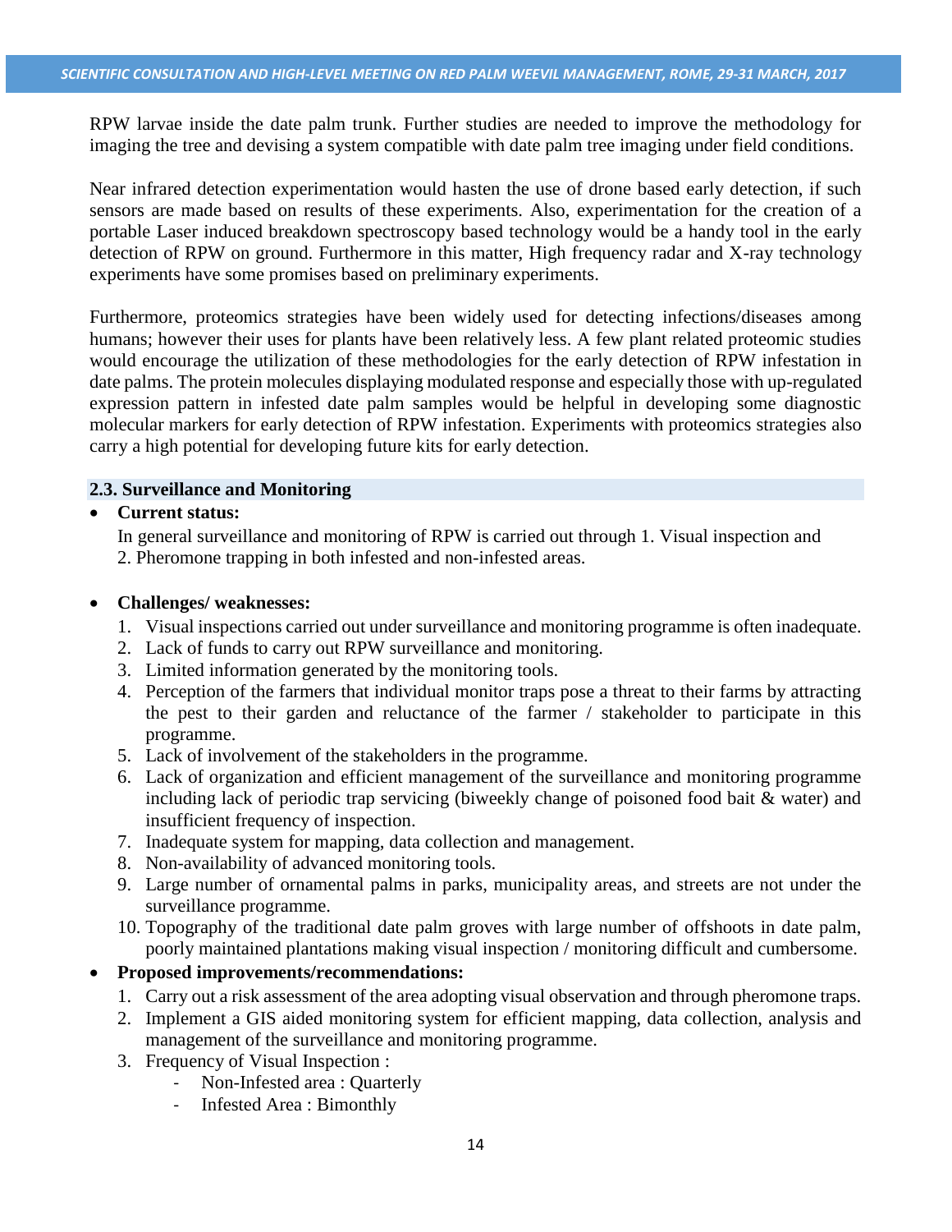RPW larvae inside the date palm trunk. Further studies are needed to improve the methodology for imaging the tree and devising a system compatible with date palm tree imaging under field conditions.

Near infrared detection experimentation would hasten the use of drone based early detection, if such sensors are made based on results of these experiments. Also, experimentation for the creation of a portable Laser induced breakdown spectroscopy based technology would be a handy tool in the early detection of RPW on ground. Furthermore in this matter, High frequency radar and X-ray technology experiments have some promises based on preliminary experiments.

Furthermore, proteomics strategies have been widely used for detecting infections/diseases among humans; however their uses for plants have been relatively less. A few plant related proteomic studies would encourage the utilization of these methodologies for the early detection of RPW infestation in date palms. The protein molecules displaying modulated response and especially those with up-regulated expression pattern in infested date palm samples would be helpful in developing some diagnostic molecular markers for early detection of RPW infestation. Experiments with proteomics strategies also carry a high potential for developing future kits for early detection.

### 2.3. Surveillance and Monitoring

- **Current status:**

  In general surveillance and monitoring of RPW is carried out through 1. Visual inspection and 2. Pheromone trapping in both infested and non-infested areas.

- **Challenges/ weaknesses:**
  1. Visual inspections carried out under surveillance and monitoring programme is often inadequate.
  2. Lack of funds to carry out RPW surveillance and monitoring.
  3. Limited information generated by the monitoring tools.
  4. Perception of the farmers that individual monitor traps pose a threat to their farms by attracting the pest to their garden and reluctance of the farmer / stakeholder to participate in this programme.
  5. Lack of involvement of the stakeholders in the programme.
  6. Lack of organization and efficient management of the surveillance and monitoring programme including lack of periodic trap servicing (biweekly change of poisoned food bait & water) and insufficient frequency of inspection.
  7. Inadequate system for mapping, data collection and management.
  8. Non-availability of advanced monitoring tools.
  9. Large number of ornamental palms in parks, municipality areas, and streets are not under the surveillance programme.
  10. Topography of the traditional date palm groves with large number of offshoots in date palm, poorly maintained plantations making visual inspection / monitoring difficult and cumbersome.

- **Proposed improvements/recommendations:**
  1. Carry out a risk assessment of the area adopting visual observation and through pheromone traps.
  2. Implement a GIS aided monitoring system for efficient mapping, data collection, analysis and management of the surveillance and monitoring programme.
  3. Frequency of Visual Inspection :
     - Non-Infested area : Quarterly
     - Infested Area : Bimonthly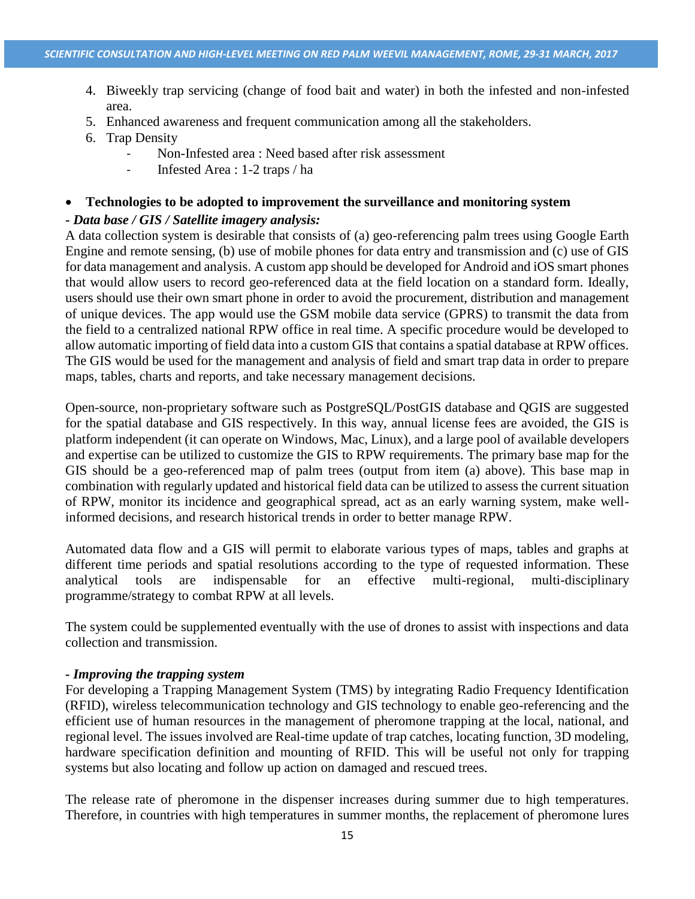4. Biweekly trap servicing (change of food bait and water) in both the infested and non-infested area.
5. Enhanced awareness and frequent communication among all the stakeholders.
6. Trap Density
    - Non-Infested area : Need based after risk assessment
    - Infested Area : 1-2 traps / ha

- **Technologies to be adopted to improvement the surveillance and monitoring system**

***- Data base / GIS / Satellite imagery analysis:***

A data collection system is desirable that consists of (a) geo-referencing palm trees using Google Earth Engine and remote sensing, (b) use of mobile phones for data entry and transmission and (c) use of GIS for data management and analysis. A custom app should be developed for Android and iOS smart phones that would allow users to record geo-referenced data at the field location on a standard form. Ideally, users should use their own smart phone in order to avoid the procurement, distribution and management of unique devices. The app would use the GSM mobile data service (GPRS) to transmit the data from the field to a centralized national RPW office in real time. A specific procedure would be developed to allow automatic importing of field data into a custom GIS that contains a spatial database at RPW offices. The GIS would be used for the management and analysis of field and smart trap data in order to prepare maps, tables, charts and reports, and take necessary management decisions.

Open-source, non-proprietary software such as PostgreSQL/PostGIS database and QGIS are suggested for the spatial database and GIS respectively. In this way, annual license fees are avoided, the GIS is platform independent (it can operate on Windows, Mac, Linux), and a large pool of available developers and expertise can be utilized to customize the GIS to RPW requirements. The primary base map for the GIS should be a geo-referenced map of palm trees (output from item (a) above). This base map in combination with regularly updated and historical field data can be utilized to assess the current situation of RPW, monitor its incidence and geographical spread, act as an early warning system, make well-informed decisions, and research historical trends in order to better manage RPW.

Automated data flow and a GIS will permit to elaborate various types of maps, tables and graphs at different time periods and spatial resolutions according to the type of requested information. These analytical tools are indispensable for an effective multi-regional, multi-disciplinary programme/strategy to combat RPW at all levels.

The system could be supplemented eventually with the use of drones to assist with inspections and data collection and transmission.

***- Improving the trapping system***

For developing a Trapping Management System (TMS) by integrating Radio Frequency Identification (RFID), wireless telecommunication technology and GIS technology to enable geo-referencing and the efficient use of human resources in the management of pheromone trapping at the local, national, and regional level. The issues involved are Real-time update of trap catches, locating function, 3D modeling, hardware specification definition and mounting of RFID. This will be useful not only for trapping systems but also locating and follow up action on damaged and rescued trees.

The release rate of pheromone in the dispenser increases during summer due to high temperatures. Therefore, in countries with high temperatures in summer months, the replacement of pheromone lures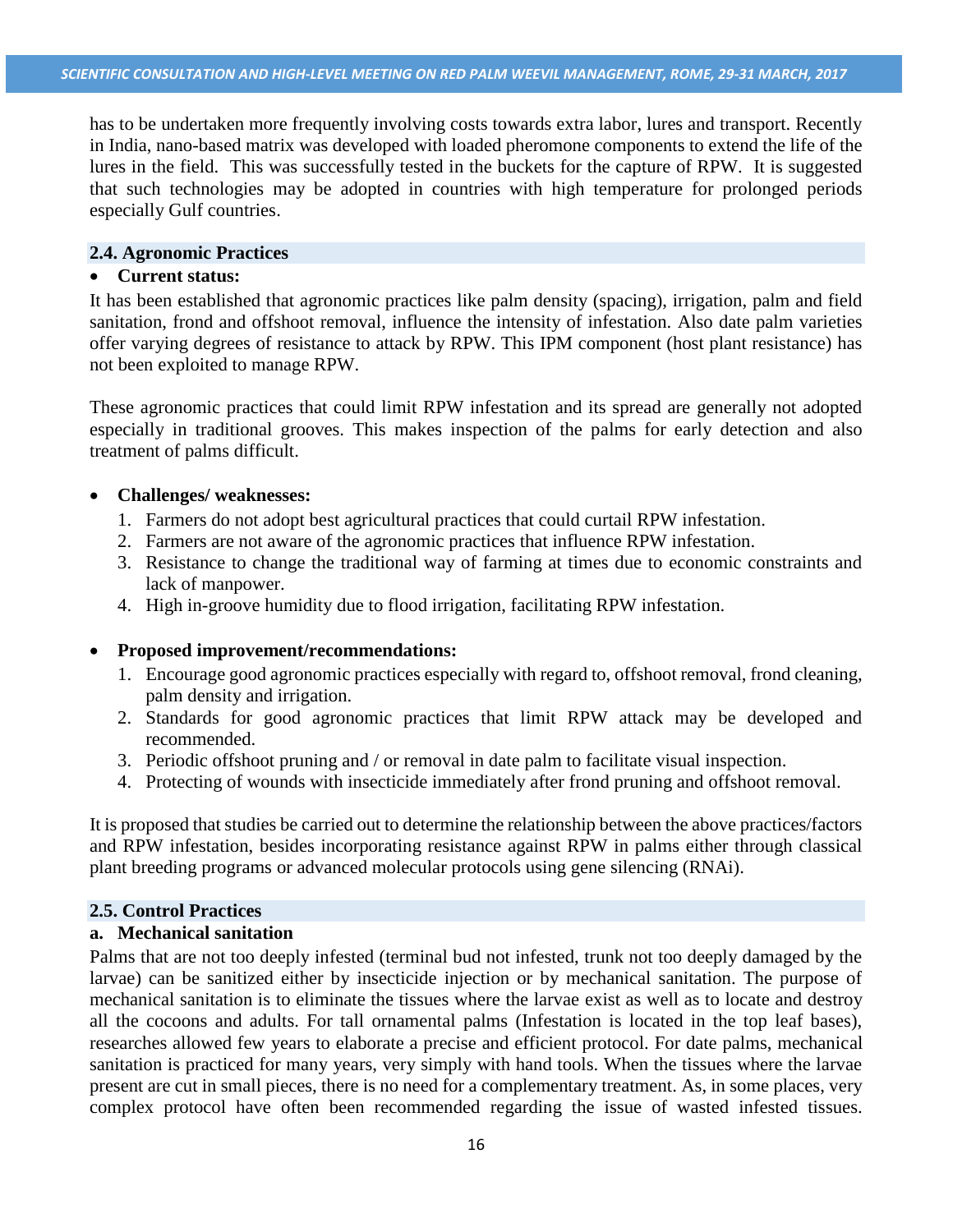has to be undertaken more frequently involving costs towards extra labor, lures and transport. Recently in India, nano-based matrix was developed with loaded pheromone components to extend the life of the lures in the field. This was successfully tested in the buckets for the capture of RPW. It is suggested that such technologies may be adopted in countries with high temperature for prolonged periods especially Gulf countries.

### 2.4. Agronomic Practices

- **Current status:**

It has been established that agronomic practices like palm density (spacing), irrigation, palm and field sanitation, frond and offshoot removal, influence the intensity of infestation. Also date palm varieties offer varying degrees of resistance to attack by RPW. This IPM component (host plant resistance) has not been exploited to manage RPW.

These agronomic practices that could limit RPW infestation and its spread are generally not adopted especially in traditional grooves. This makes inspection of the palms for early detection and also treatment of palms difficult.

- **Challenges/ weaknesses:**
  1. Farmers do not adopt best agricultural practices that could curtail RPW infestation.
  2. Farmers are not aware of the agronomic practices that influence RPW infestation.
  3. Resistance to change the traditional way of farming at times due to economic constraints and lack of manpower.
  4. High in-groove humidity due to flood irrigation, facilitating RPW infestation.

- **Proposed improvement/recommendations:**
  1. Encourage good agronomic practices especially with regard to, offshoot removal, frond cleaning, palm density and irrigation.
  2. Standards for good agronomic practices that limit RPW attack may be developed and recommended.
  3. Periodic offshoot pruning and / or removal in date palm to facilitate visual inspection.
  4. Protecting of wounds with insecticide immediately after frond pruning and offshoot removal.

It is proposed that studies be carried out to determine the relationship between the above practices/factors and RPW infestation, besides incorporating resistance against RPW in palms either through classical plant breeding programs or advanced molecular protocols using gene silencing (RNAi).

### 2.5. Control Practices

**a. Mechanical sanitation**

Palms that are not too deeply infested (terminal bud not infested, trunk not too deeply damaged by the larvae) can be sanitized either by insecticide injection or by mechanical sanitation. The purpose of mechanical sanitation is to eliminate the tissues where the larvae exist as well as to locate and destroy all the cocoons and adults. For tall ornamental palms (Infestation is located in the top leaf bases), researches allowed few years to elaborate a precise and efficient protocol. For date palms, mechanical sanitation is practiced for many years, very simply with hand tools. When the tissues where the larvae present are cut in small pieces, there is no need for a complementary treatment. As, in some places, very complex protocol have often been recommended regarding the issue of wasted infested tissues.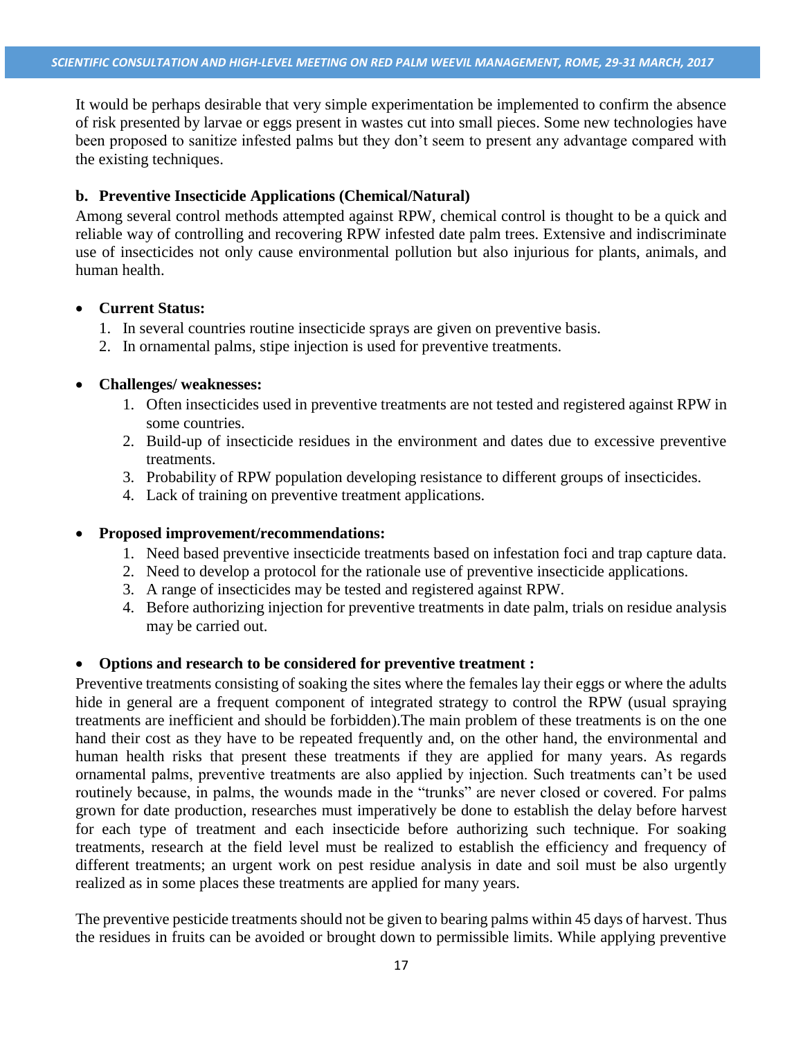It would be perhaps desirable that very simple experimentation be implemented to confirm the absence of risk presented by larvae or eggs present in wastes cut into small pieces. Some new technologies have been proposed to sanitize infested palms but they don't seem to present any advantage compared with the existing techniques.

### b. Preventive Insecticide Applications (Chemical/Natural)

Among several control methods attempted against RPW, chemical control is thought to be a quick and reliable way of controlling and recovering RPW infested date palm trees. Extensive and indiscriminate use of insecticides not only cause environmental pollution but also injurious for plants, animals, and human health.

- **Current Status:**
  1. In several countries routine insecticide sprays are given on preventive basis.
  2. In ornamental palms, stipe injection is used for preventive treatments.

- **Challenges/ weaknesses:**
  1. Often insecticides used in preventive treatments are not tested and registered against RPW in some countries.
  2. Build-up of insecticide residues in the environment and dates due to excessive preventive treatments.
  3. Probability of RPW population developing resistance to different groups of insecticides.
  4. Lack of training on preventive treatment applications.

- **Proposed improvement/recommendations:**
  1. Need based preventive insecticide treatments based on infestation foci and trap capture data.
  2. Need to develop a protocol for the rationale use of preventive insecticide applications.
  3. A range of insecticides may be tested and registered against RPW.
  4. Before authorizing injection for preventive treatments in date palm, trials on residue analysis may be carried out.

- **Options and research to be considered for preventive treatment :**

Preventive treatments consisting of soaking the sites where the females lay their eggs or where the adults hide in general are a frequent component of integrated strategy to control the RPW (usual spraying treatments are inefficient and should be forbidden).The main problem of these treatments is on the one hand their cost as they have to be repeated frequently and, on the other hand, the environmental and human health risks that present these treatments if they are applied for many years. As regards ornamental palms, preventive treatments are also applied by injection. Such treatments can't be used routinely because, in palms, the wounds made in the "trunks" are never closed or covered. For palms grown for date production, researches must imperatively be done to establish the delay before harvest for each type of treatment and each insecticide before authorizing such technique. For soaking treatments, research at the field level must be realized to establish the efficiency and frequency of different treatments; an urgent work on pest residue analysis in date and soil must be also urgently realized as in some places these treatments are applied for many years.

The preventive pesticide treatments should not be given to bearing palms within 45 days of harvest. Thus the residues in fruits can be avoided or brought down to permissible limits. While applying preventive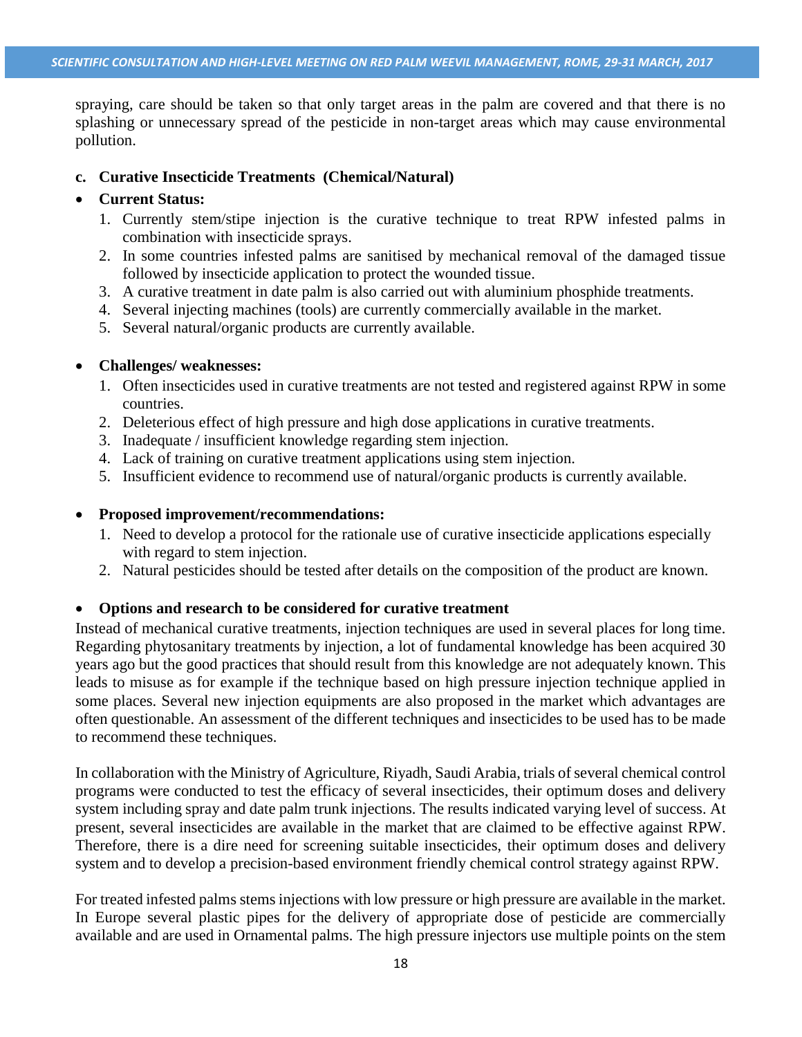spraying, care should be taken so that only target areas in the palm are covered and that there is no splashing or unnecessary spread of the pesticide in non-target areas which may cause environmental pollution.

**c. Curative Insecticide Treatments (Chemical/Natural)**

- **Current Status:**
  1. Currently stem/stipe injection is the curative technique to treat RPW infested palms in combination with insecticide sprays.
  2. In some countries infested palms are sanitised by mechanical removal of the damaged tissue followed by insecticide application to protect the wounded tissue.
  3. A curative treatment in date palm is also carried out with aluminium phosphide treatments.
  4. Several injecting machines (tools) are currently commercially available in the market.
  5. Several natural/organic products are currently available.

- **Challenges/ weaknesses:**
  1. Often insecticides used in curative treatments are not tested and registered against RPW in some countries.
  2. Deleterious effect of high pressure and high dose applications in curative treatments.
  3. Inadequate / insufficient knowledge regarding stem injection.
  4. Lack of training on curative treatment applications using stem injection.
  5. Insufficient evidence to recommend use of natural/organic products is currently available.

- **Proposed improvement/recommendations:**
  1. Need to develop a protocol for the rationale use of curative insecticide applications especially with regard to stem injection.
  2. Natural pesticides should be tested after details on the composition of the product are known.

- **Options and research to be considered for curative treatment**

Instead of mechanical curative treatments, injection techniques are used in several places for long time. Regarding phytosanitary treatments by injection, a lot of fundamental knowledge has been acquired 30 years ago but the good practices that should result from this knowledge are not adequately known. This leads to misuse as for example if the technique based on high pressure injection technique applied in some places. Several new injection equipments are also proposed in the market which advantages are often questionable. An assessment of the different techniques and insecticides to be used has to be made to recommend these techniques.

In collaboration with the Ministry of Agriculture, Riyadh, Saudi Arabia, trials of several chemical control programs were conducted to test the efficacy of several insecticides, their optimum doses and delivery system including spray and date palm trunk injections. The results indicated varying level of success. At present, several insecticides are available in the market that are claimed to be effective against RPW. Therefore, there is a dire need for screening suitable insecticides, their optimum doses and delivery system and to develop a precision-based environment friendly chemical control strategy against RPW.

For treated infested palms stems injections with low pressure or high pressure are available in the market. In Europe several plastic pipes for the delivery of appropriate dose of pesticide are commercially available and are used in Ornamental palms. The high pressure injectors use multiple points on the stem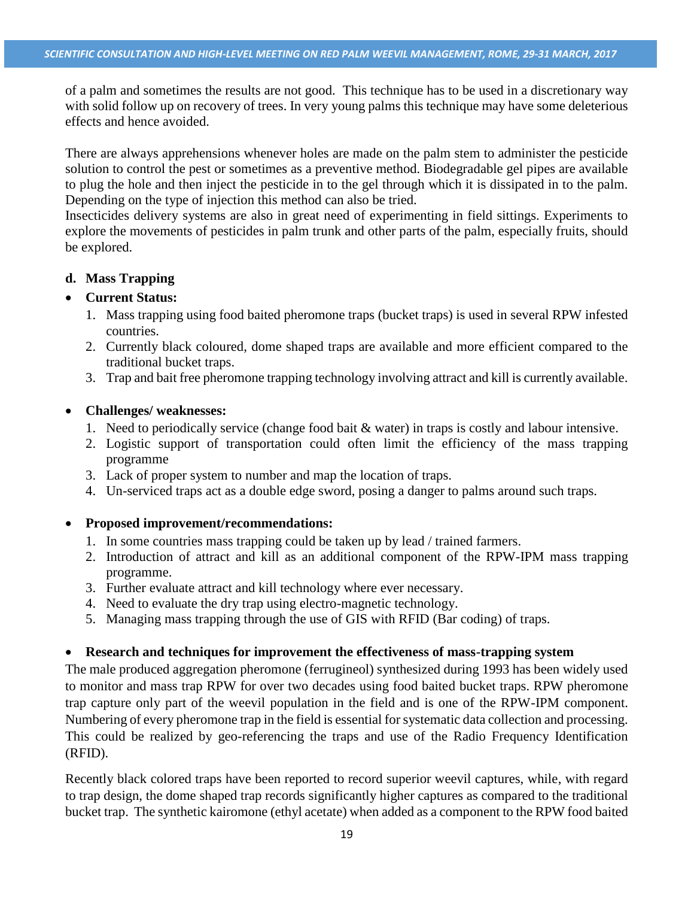of a palm and sometimes the results are not good. This technique has to be used in a discretionary way with solid follow up on recovery of trees. In very young palms this technique may have some deleterious effects and hence avoided.

There are always apprehensions whenever holes are made on the palm stem to administer the pesticide solution to control the pest or sometimes as a preventive method. Biodegradable gel pipes are available to plug the hole and then inject the pesticide in to the gel through which it is dissipated in to the palm. Depending on the type of injection this method can also be tried.
Insecticides delivery systems are also in great need of experimenting in field sittings. Experiments to explore the movements of pesticides in palm trunk and other parts of the palm, especially fruits, should be explored.

**d. Mass Trapping**

- **Current Status:**
    1. Mass trapping using food baited pheromone traps (bucket traps) is used in several RPW infested countries.
    2. Currently black coloured, dome shaped traps are available and more efficient compared to the traditional bucket traps.
    3. Trap and bait free pheromone trapping technology involving attract and kill is currently available.

- **Challenges/ weaknesses:**
    1. Need to periodically service (change food bait & water) in traps is costly and labour intensive.
    2. Logistic support of transportation could often limit the efficiency of the mass trapping programme
    3. Lack of proper system to number and map the location of traps.
    4. Un-serviced traps act as a double edge sword, posing a danger to palms around such traps.

- **Proposed improvement/recommendations:**
    1. In some countries mass trapping could be taken up by lead / trained farmers.
    2. Introduction of attract and kill as an additional component of the RPW-IPM mass trapping programme.
    3. Further evaluate attract and kill technology where ever necessary.
    4. Need to evaluate the dry trap using electro-magnetic technology.
    5. Managing mass trapping through the use of GIS with RFID (Bar coding) of traps.

- **Research and techniques for improvement the effectiveness of mass-trapping system**

The male produced aggregation pheromone (ferrugineol) synthesized during 1993 has been widely used to monitor and mass trap RPW for over two decades using food baited bucket traps. RPW pheromone trap capture only part of the weevil population in the field and is one of the RPW-IPM component. Numbering of every pheromone trap in the field is essential for systematic data collection and processing. This could be realized by geo-referencing the traps and use of the Radio Frequency Identification (RFID).

Recently black colored traps have been reported to record superior weevil captures, while, with regard to trap design, the dome shaped trap records significantly higher captures as compared to the traditional bucket trap. The synthetic kairomone (ethyl acetate) when added as a component to the RPW food baited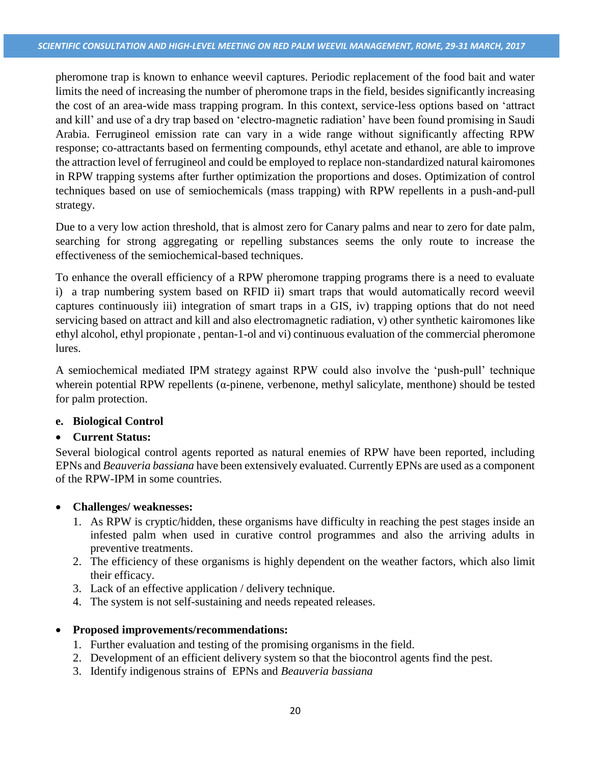pheromone trap is known to enhance weevil captures. Periodic replacement of the food bait and water limits the need of increasing the number of pheromone traps in the field, besides significantly increasing the cost of an area-wide mass trapping program. In this context, service-less options based on 'attract and kill' and use of a dry trap based on 'electro-magnetic radiation' have been found promising in Saudi Arabia. Ferrugineol emission rate can vary in a wide range without significantly affecting RPW response; co-attractants based on fermenting compounds, ethyl acetate and ethanol, are able to improve the attraction level of ferrugineol and could be employed to replace non-standardized natural kairomones in RPW trapping systems after further optimization the proportions and doses. Optimization of control techniques based on use of semiochemicals (mass trapping) with RPW repellents in a push-and-pull strategy.

Due to a very low action threshold, that is almost zero for Canary palms and near to zero for date palm, searching for strong aggregating or repelling substances seems the only route to increase the effectiveness of the semiochemical-based techniques.

To enhance the overall efficiency of a RPW pheromone trapping programs there is a need to evaluate i) a trap numbering system based on RFID ii) smart traps that would automatically record weevil captures continuously iii) integration of smart traps in a GIS, iv) trapping options that do not need servicing based on attract and kill and also electromagnetic radiation, v) other synthetic kairomones like ethyl alcohol, ethyl propionate , pentan-1-ol and vi) continuous evaluation of the commercial pheromone lures.

A semiochemical mediated IPM strategy against RPW could also involve the 'push-pull' technique wherein potential RPW repellents (α-pinene, verbenone, methyl salicylate, menthone) should be tested for palm protection.

**e. Biological Control**

- **Current Status:**

Several biological control agents reported as natural enemies of RPW have been reported, including EPNs and *Beauveria bassiana* have been extensively evaluated. Currently EPNs are used as a component of the RPW-IPM in some countries.

- **Challenges/ weaknesses:**
  1. As RPW is cryptic/hidden, these organisms have difficulty in reaching the pest stages inside an infested palm when used in curative control programmes and also the arriving adults in preventive treatments.
  2. The efficiency of these organisms is highly dependent on the weather factors, which also limit their efficacy.
  3. Lack of an effective application / delivery technique.
  4. The system is not self-sustaining and needs repeated releases.

- **Proposed improvements/recommendations:**
  1. Further evaluation and testing of the promising organisms in the field.
  2. Development of an efficient delivery system so that the biocontrol agents find the pest.
  3. Identify indigenous strains of EPNs and *Beauveria bassiana*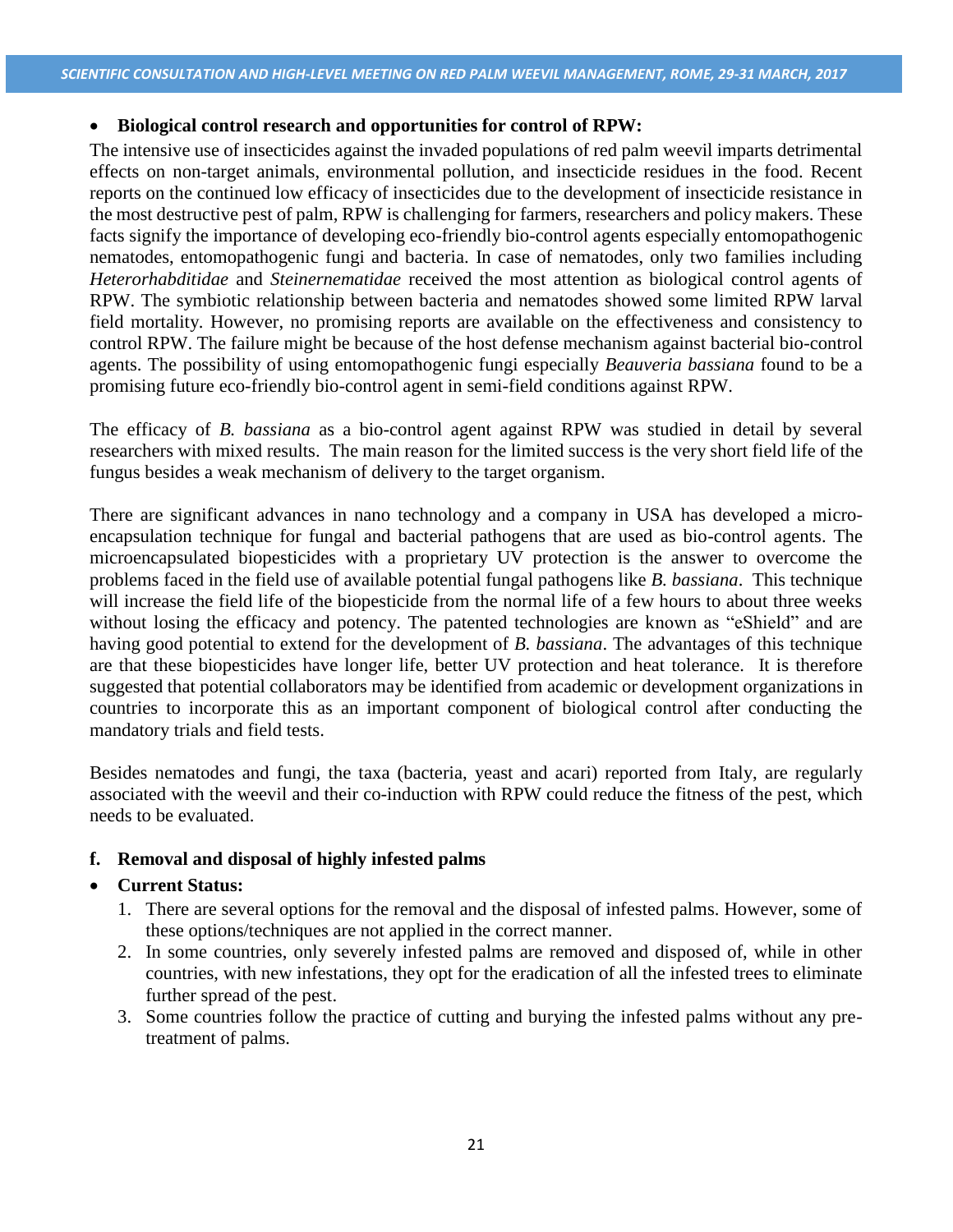- **Biological control research and opportunities for control of RPW:**

The intensive use of insecticides against the invaded populations of red palm weevil imparts detrimental effects on non-target animals, environmental pollution, and insecticide residues in the food. Recent reports on the continued low efficacy of insecticides due to the development of insecticide resistance in the most destructive pest of palm, RPW is challenging for farmers, researchers and policy makers. These facts signify the importance of developing eco-friendly bio-control agents especially entomopathogenic nematodes, entomopathogenic fungi and bacteria. In case of nematodes, only two families including *Heterorhabditidae* and *Steinernematidae* received the most attention as biological control agents of RPW. The symbiotic relationship between bacteria and nematodes showed some limited RPW larval field mortality. However, no promising reports are available on the effectiveness and consistency to control RPW. The failure might be because of the host defense mechanism against bacterial bio-control agents. The possibility of using entomopathogenic fungi especially *Beauveria bassiana* found to be a promising future eco-friendly bio-control agent in semi-field conditions against RPW.

The efficacy of *B. bassiana* as a bio-control agent against RPW was studied in detail by several researchers with mixed results. The main reason for the limited success is the very short field life of the fungus besides a weak mechanism of delivery to the target organism.

There are significant advances in nano technology and a company in USA has developed a micro-encapsulation technique for fungal and bacterial pathogens that are used as bio-control agents. The microencapsulated biopesticides with a proprietary UV protection is the answer to overcome the problems faced in the field use of available potential fungal pathogens like *B. bassiana*. This technique will increase the field life of the biopesticide from the normal life of a few hours to about three weeks without losing the efficacy and potency. The patented technologies are known as "eShield" and are having good potential to extend for the development of *B. bassiana*. The advantages of this technique are that these biopesticides have longer life, better UV protection and heat tolerance. It is therefore suggested that potential collaborators may be identified from academic or development organizations in countries to incorporate this as an important component of biological control after conducting the mandatory trials and field tests.

Besides nematodes and fungi, the taxa (bacteria, yeast and acari) reported from Italy, are regularly associated with the weevil and their co-induction with RPW could reduce the fitness of the pest, which needs to be evaluated.

**f. Removal and disposal of highly infested palms**

- **Current Status:**
  1. There are several options for the removal and the disposal of infested palms. However, some of these options/techniques are not applied in the correct manner.
  2. In some countries, only severely infested palms are removed and disposed of, while in other countries, with new infestations, they opt for the eradication of all the infested trees to eliminate further spread of the pest.
  3. Some countries follow the practice of cutting and burying the infested palms without any pre-treatment of palms.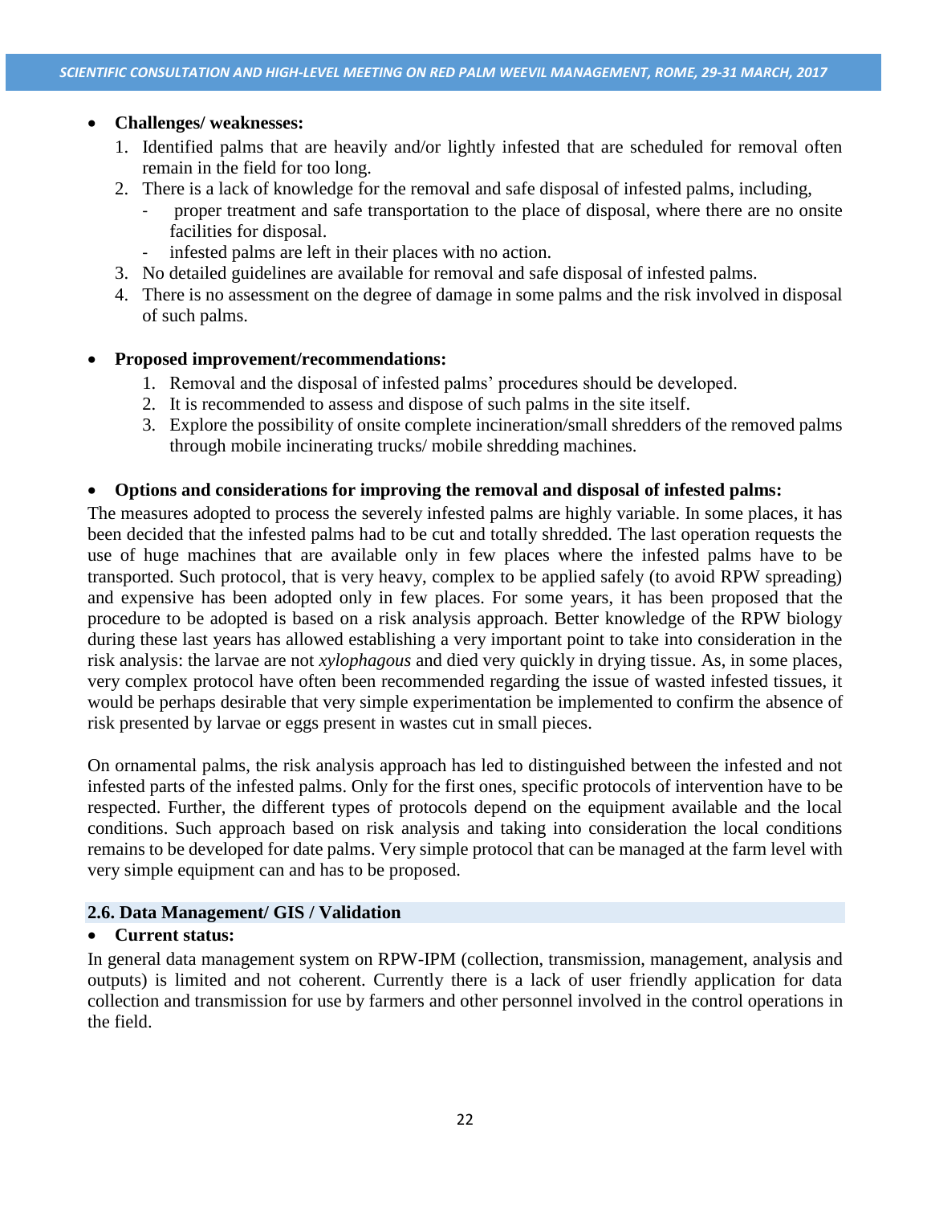- **Challenges/ weaknesses:**
  1. Identified palms that are heavily and/or lightly infested that are scheduled for removal often remain in the field for too long.
  2. There is a lack of knowledge for the removal and safe disposal of infested palms, including,
     - proper treatment and safe transportation to the place of disposal, where there are no onsite facilities for disposal.
     - infested palms are left in their places with no action.
  3. No detailed guidelines are available for removal and safe disposal of infested palms.
  4. There is no assessment on the degree of damage in some palms and the risk involved in disposal of such palms.

- **Proposed improvement/recommendations:**
  1. Removal and the disposal of infested palms' procedures should be developed.
  2. It is recommended to assess and dispose of such palms in the site itself.
  3. Explore the possibility of onsite complete incineration/small shredders of the removed palms through mobile incinerating trucks/ mobile shredding machines.

- **Options and considerations for improving the removal and disposal of infested palms:**

The measures adopted to process the severely infested palms are highly variable. In some places, it has been decided that the infested palms had to be cut and totally shredded. The last operation requests the use of huge machines that are available only in few places where the infested palms have to be transported. Such protocol, that is very heavy, complex to be applied safely (to avoid RPW spreading) and expensive has been adopted only in few places. For some years, it has been proposed that the procedure to be adopted is based on a risk analysis approach. Better knowledge of the RPW biology during these last years has allowed establishing a very important point to take into consideration in the risk analysis: the larvae are not *xylophagous* and died very quickly in drying tissue. As, in some places, very complex protocol have often been recommended regarding the issue of wasted infested tissues, it would be perhaps desirable that very simple experimentation be implemented to confirm the absence of risk presented by larvae or eggs present in wastes cut in small pieces.

On ornamental palms, the risk analysis approach has led to distinguished between the infested and not infested parts of the infested palms. Only for the first ones, specific protocols of intervention have to be respected. Further, the different types of protocols depend on the equipment available and the local conditions. Such approach based on risk analysis and taking into consideration the local conditions remains to be developed for date palms. Very simple protocol that can be managed at the farm level with very simple equipment can and has to be proposed.

### 2.6. Data Management/ GIS / Validation

- **Current status:**

In general data management system on RPW-IPM (collection, transmission, management, analysis and outputs) is limited and not coherent. Currently there is a lack of user friendly application for data collection and transmission for use by farmers and other personnel involved in the control operations in the field.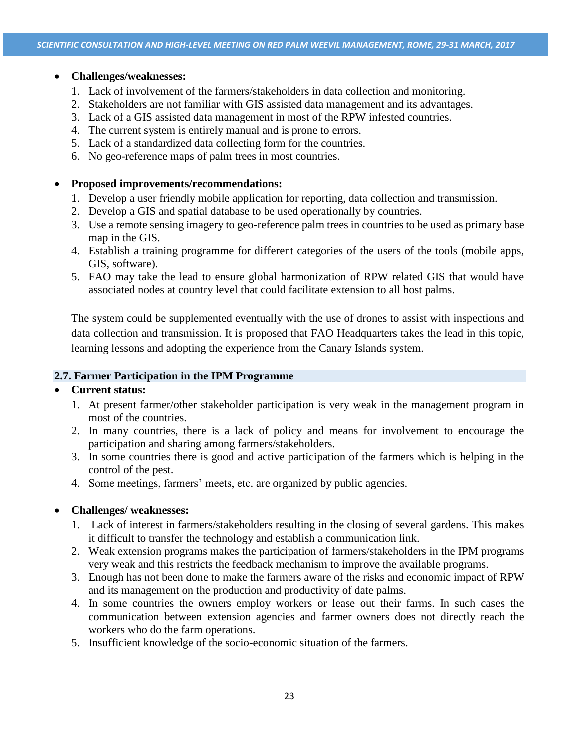- **Challenges/weaknesses:**
  1. Lack of involvement of the farmers/stakeholders in data collection and monitoring.
  2. Stakeholders are not familiar with GIS assisted data management and its advantages.
  3. Lack of a GIS assisted data management in most of the RPW infested countries.
  4. The current system is entirely manual and is prone to errors.
  5. Lack of a standardized data collecting form for the countries.
  6. No geo-reference maps of palm trees in most countries.

- **Proposed improvements/recommendations:**
  1. Develop a user friendly mobile application for reporting, data collection and transmission.
  2. Develop a GIS and spatial database to be used operationally by countries.
  3. Use a remote sensing imagery to geo-reference palm trees in countries to be used as primary base map in the GIS.
  4. Establish a training programme for different categories of the users of the tools (mobile apps, GIS, software).
  5. FAO may take the lead to ensure global harmonization of RPW related GIS that would have associated nodes at country level that could facilitate extension to all host palms.

  The system could be supplemented eventually with the use of drones to assist with inspections and data collection and transmission. It is proposed that FAO Headquarters takes the lead in this topic, learning lessons and adopting the experience from the Canary Islands system.

## 2.7. Farmer Participation in the IPM Programme

- **Current status:**
  1. At present farmer/other stakeholder participation is very weak in the management program in most of the countries.
  2. In many countries, there is a lack of policy and means for involvement to encourage the participation and sharing among farmers/stakeholders.
  3. In some countries there is good and active participation of the farmers which is helping in the control of the pest.
  4. Some meetings, farmers' meets, etc. are organized by public agencies.

- **Challenges/ weaknesses:**
  1. Lack of interest in farmers/stakeholders resulting in the closing of several gardens. This makes it difficult to transfer the technology and establish a communication link.
  2. Weak extension programs makes the participation of farmers/stakeholders in the IPM programs very weak and this restricts the feedback mechanism to improve the available programs.
  3. Enough has not been done to make the farmers aware of the risks and economic impact of RPW and its management on the production and productivity of date palms.
  4. In some countries the owners employ workers or lease out their farms. In such cases the communication between extension agencies and farmer owners does not directly reach the workers who do the farm operations.
  5. Insufficient knowledge of the socio-economic situation of the farmers.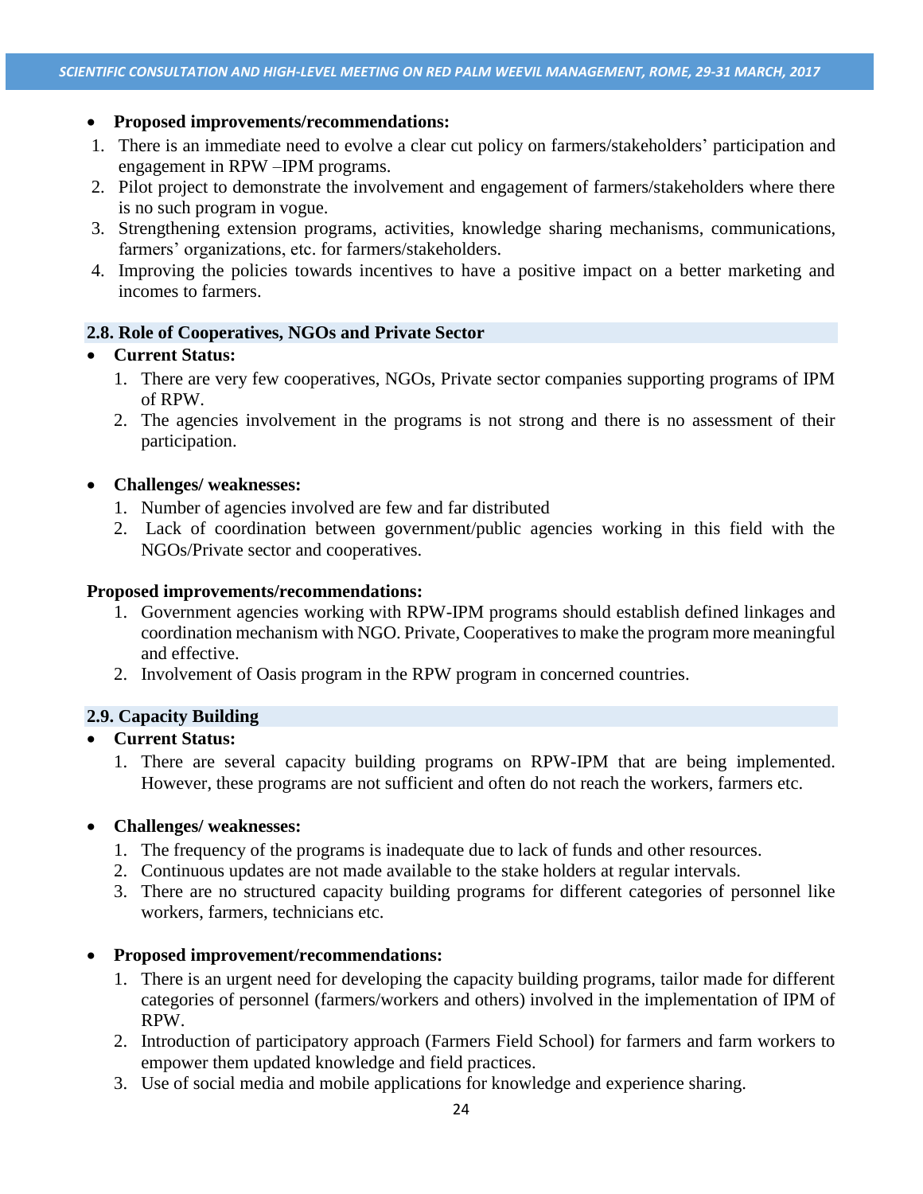- **Proposed improvements/recommendations:**

1. There is an immediate need to evolve a clear cut policy on farmers/stakeholders' participation and engagement in RPW –IPM programs.
2. Pilot project to demonstrate the involvement and engagement of farmers/stakeholders where there is no such program in vogue.
3. Strengthening extension programs, activities, knowledge sharing mechanisms, communications, farmers' organizations, etc. for farmers/stakeholders.
4. Improving the policies towards incentives to have a positive impact on a better marketing and incomes to farmers.

### 2.8. Role of Cooperatives, NGOs and Private Sector

- **Current Status:**
    1. There are very few cooperatives, NGOs, Private sector companies supporting programs of IPM of RPW.
    2. The agencies involvement in the programs is not strong and there is no assessment of their participation.

- **Challenges/ weaknesses:**
    1. Number of agencies involved are few and far distributed
    2. Lack of coordination between government/public agencies working in this field with the NGOs/Private sector and cooperatives.

**Proposed improvements/recommendations:**

1. Government agencies working with RPW-IPM programs should establish defined linkages and coordination mechanism with NGO. Private, Cooperatives to make the program more meaningful and effective.
2. Involvement of Oasis program in the RPW program in concerned countries.

### 2.9. Capacity Building

- **Current Status:**
    1. There are several capacity building programs on RPW-IPM that are being implemented. However, these programs are not sufficient and often do not reach the workers, farmers etc.

- **Challenges/ weaknesses:**
    1. The frequency of the programs is inadequate due to lack of funds and other resources.
    2. Continuous updates are not made available to the stake holders at regular intervals.
    3. There are no structured capacity building programs for different categories of personnel like workers, farmers, technicians etc.

- **Proposed improvement/recommendations:**
    1. There is an urgent need for developing the capacity building programs, tailor made for different categories of personnel (farmers/workers and others) involved in the implementation of IPM of RPW.
    2. Introduction of participatory approach (Farmers Field School) for farmers and farm workers to empower them updated knowledge and field practices.
    3. Use of social media and mobile applications for knowledge and experience sharing.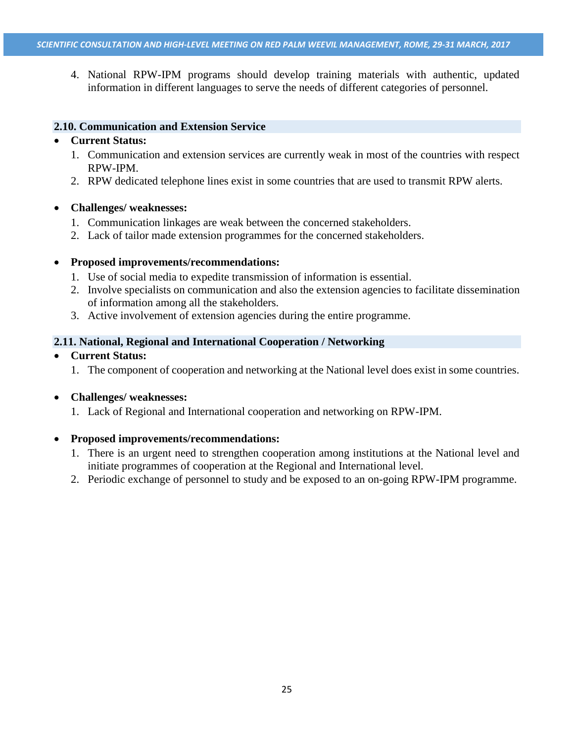4. National RPW-IPM programs should develop training materials with authentic, updated information in different languages to serve the needs of different categories of personnel.

### 2.10. Communication and Extension Service

- **Current Status:**
  1. Communication and extension services are currently weak in most of the countries with respect RPW-IPM.
  2. RPW dedicated telephone lines exist in some countries that are used to transmit RPW alerts.

- **Challenges/ weaknesses:**
  1. Communication linkages are weak between the concerned stakeholders.
  2. Lack of tailor made extension programmes for the concerned stakeholders.

- **Proposed improvements/recommendations:**
  1. Use of social media to expedite transmission of information is essential.
  2. Involve specialists on communication and also the extension agencies to facilitate dissemination of information among all the stakeholders.
  3. Active involvement of extension agencies during the entire programme.

### 2.11. National, Regional and International Cooperation / Networking

- **Current Status:**
  1. The component of cooperation and networking at the National level does exist in some countries.

- **Challenges/ weaknesses:**
  1. Lack of Regional and International cooperation and networking on RPW-IPM.

- **Proposed improvements/recommendations:**
  1. There is an urgent need to strengthen cooperation among institutions at the National level and initiate programmes of cooperation at the Regional and International level.
  2. Periodic exchange of personnel to study and be exposed to an on-going RPW-IPM programme.